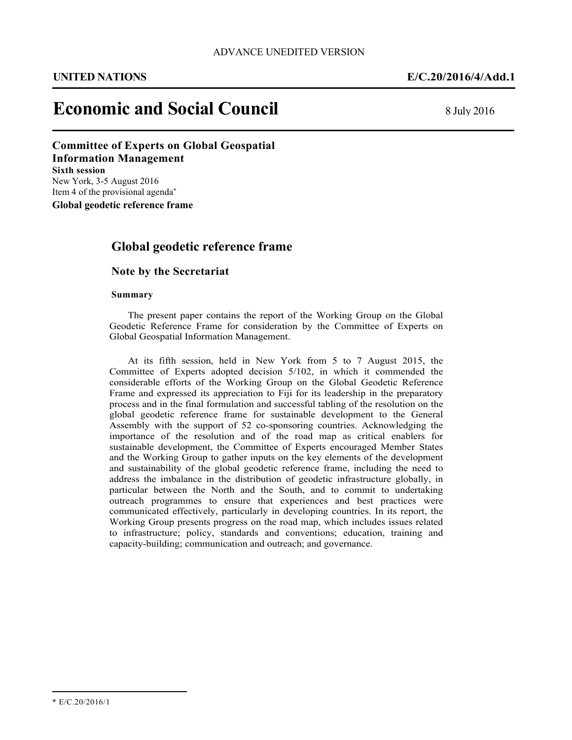ADVANCE UNEDITED VERSION

**UNITED NATIONS** **E/C.20/2016/4/Add.1**

# Economic and Social Council

8 July 2016

**Committee of Experts on Global Geospatial Information Management**
**Sixth session**
New York, 3-5 August 2016
Item 4 of the provisional agenda*
**Global geodetic reference frame**

## Global geodetic reference frame

### Note by the Secretariat

**Summary**

The present paper contains the report of the Working Group on the Global Geodetic Reference Frame for consideration by the Committee of Experts on Global Geospatial Information Management.

At its fifth session, held in New York from 5 to 7 August 2015, the Committee of Experts adopted decision 5/102, in which it commended the considerable efforts of the Working Group on the Global Geodetic Reference Frame and expressed its appreciation to Fiji for its leadership in the preparatory process and in the final formulation and successful tabling of the resolution on the global geodetic reference frame for sustainable development to the General Assembly with the support of 52 co-sponsoring countries. Acknowledging the importance of the resolution and of the road map as critical enablers for sustainable development, the Committee of Experts encouraged Member States and the Working Group to gather inputs on the key elements of the development and sustainability of the global geodetic reference frame, including the need to address the imbalance in the distribution of geodetic infrastructure globally, in particular between the North and the South, and to commit to undertaking outreach programmes to ensure that experiences and best practices were communicated effectively, particularly in developing countries. In its report, the Working Group presents progress on the road map, which includes issues related to infrastructure; policy, standards and conventions; education, training and capacity-building; communication and outreach; and governance.

---

* E/C.20/2016/1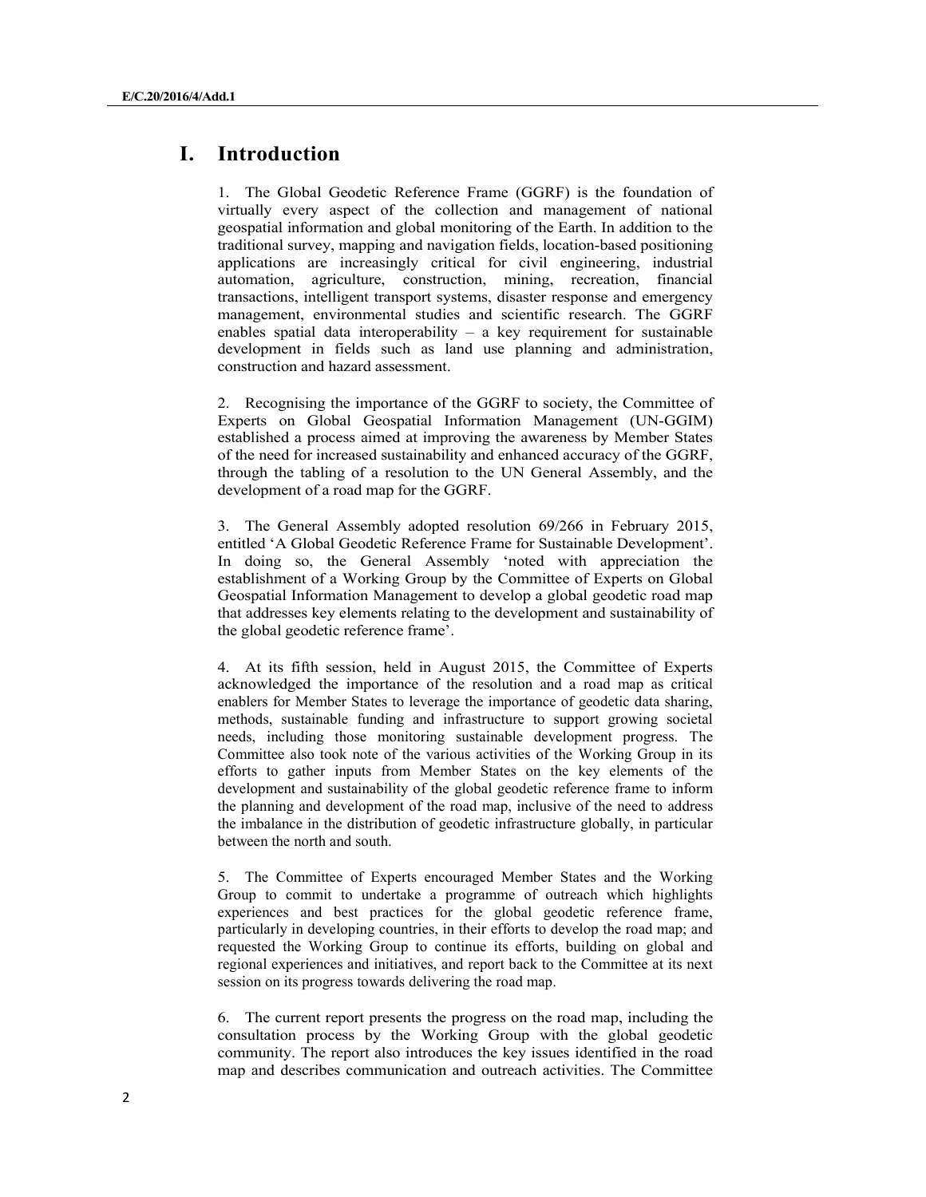# I. Introduction

1. The Global Geodetic Reference Frame (GGRF) is the foundation of virtually every aspect of the collection and management of national geospatial information and global monitoring of the Earth. In addition to the traditional survey, mapping and navigation fields, location-based positioning applications are increasingly critical for civil engineering, industrial automation, agriculture, construction, mining, recreation, financial transactions, intelligent transport systems, disaster response and emergency management, environmental studies and scientific research. The GGRF enables spatial data interoperability – a key requirement for sustainable development in fields such as land use planning and administration, construction and hazard assessment.

2. Recognising the importance of the GGRF to society, the Committee of Experts on Global Geospatial Information Management (UN-GGIM) established a process aimed at improving the awareness by Member States of the need for increased sustainability and enhanced accuracy of the GGRF, through the tabling of a resolution to the UN General Assembly, and the development of a road map for the GGRF.

3. The General Assembly adopted resolution 69/266 in February 2015, entitled 'A Global Geodetic Reference Frame for Sustainable Development'. In doing so, the General Assembly 'noted with appreciation the establishment of a Working Group by the Committee of Experts on Global Geospatial Information Management to develop a global geodetic road map that addresses key elements relating to the development and sustainability of the global geodetic reference frame'.

4. At its fifth session, held in August 2015, the Committee of Experts acknowledged the importance of the resolution and a road map as critical enablers for Member States to leverage the importance of geodetic data sharing, methods, sustainable funding and infrastructure to support growing societal needs, including those monitoring sustainable development progress. The Committee also took note of the various activities of the Working Group in its efforts to gather inputs from Member States on the key elements of the development and sustainability of the global geodetic reference frame to inform the planning and development of the road map, inclusive of the need to address the imbalance in the distribution of geodetic infrastructure globally, in particular between the north and south.

5. The Committee of Experts encouraged Member States and the Working Group to commit to undertake a programme of outreach which highlights experiences and best practices for the global geodetic reference frame, particularly in developing countries, in their efforts to develop the road map; and requested the Working Group to continue its efforts, building on global and regional experiences and initiatives, and report back to the Committee at its next session on its progress towards delivering the road map.

6. The current report presents the progress on the road map, including the consultation process by the Working Group with the global geodetic community. The report also introduces the key issues identified in the road map and describes communication and outreach activities. The Committee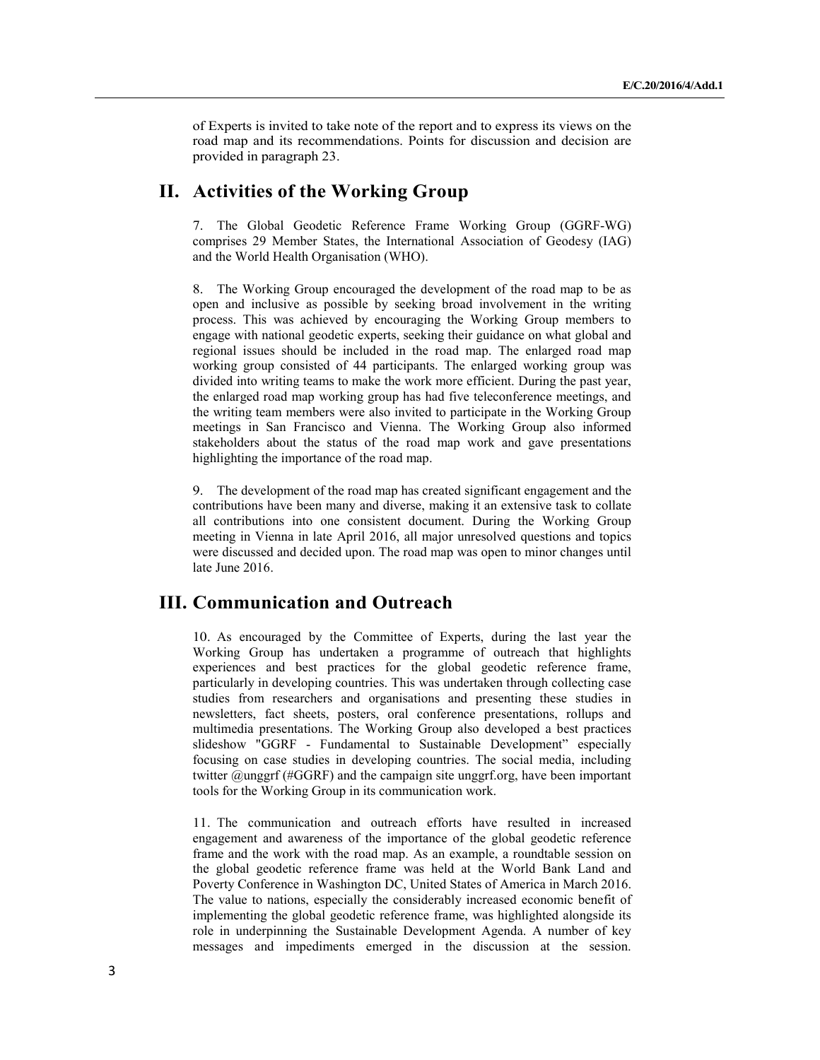of Experts is invited to take note of the report and to express its views on the road map and its recommendations. Points for discussion and decision are provided in paragraph 23.

## II. Activities of the Working Group

7. The Global Geodetic Reference Frame Working Group (GGRF-WG) comprises 29 Member States, the International Association of Geodesy (IAG) and the World Health Organisation (WHO).

8. The Working Group encouraged the development of the road map to be as open and inclusive as possible by seeking broad involvement in the writing process. This was achieved by encouraging the Working Group members to engage with national geodetic experts, seeking their guidance on what global and regional issues should be included in the road map. The enlarged road map working group consisted of 44 participants. The enlarged working group was divided into writing teams to make the work more efficient. During the past year, the enlarged road map working group has had five teleconference meetings, and the writing team members were also invited to participate in the Working Group meetings in San Francisco and Vienna. The Working Group also informed stakeholders about the status of the road map work and gave presentations highlighting the importance of the road map.

9. The development of the road map has created significant engagement and the contributions have been many and diverse, making it an extensive task to collate all contributions into one consistent document. During the Working Group meeting in Vienna in late April 2016, all major unresolved questions and topics were discussed and decided upon. The road map was open to minor changes until late June 2016.

## III. Communication and Outreach

10. As encouraged by the Committee of Experts, during the last year the Working Group has undertaken a programme of outreach that highlights experiences and best practices for the global geodetic reference frame, particularly in developing countries. This was undertaken through collecting case studies from researchers and organisations and presenting these studies in newsletters, fact sheets, posters, oral conference presentations, rollups and multimedia presentations. The Working Group also developed a best practices slideshow "GGRF - Fundamental to Sustainable Development" especially focusing on case studies in developing countries. The social media, including twitter @unggrf (#GGRF) and the campaign site unggrf.org, have been important tools for the Working Group in its communication work.

11. The communication and outreach efforts have resulted in increased engagement and awareness of the importance of the global geodetic reference frame and the work with the road map. As an example, a roundtable session on the global geodetic reference frame was held at the World Bank Land and Poverty Conference in Washington DC, United States of America in March 2016. The value to nations, especially the considerably increased economic benefit of implementing the global geodetic reference frame, was highlighted alongside its role in underpinning the Sustainable Development Agenda. A number of key messages and impediments emerged in the discussion at the session.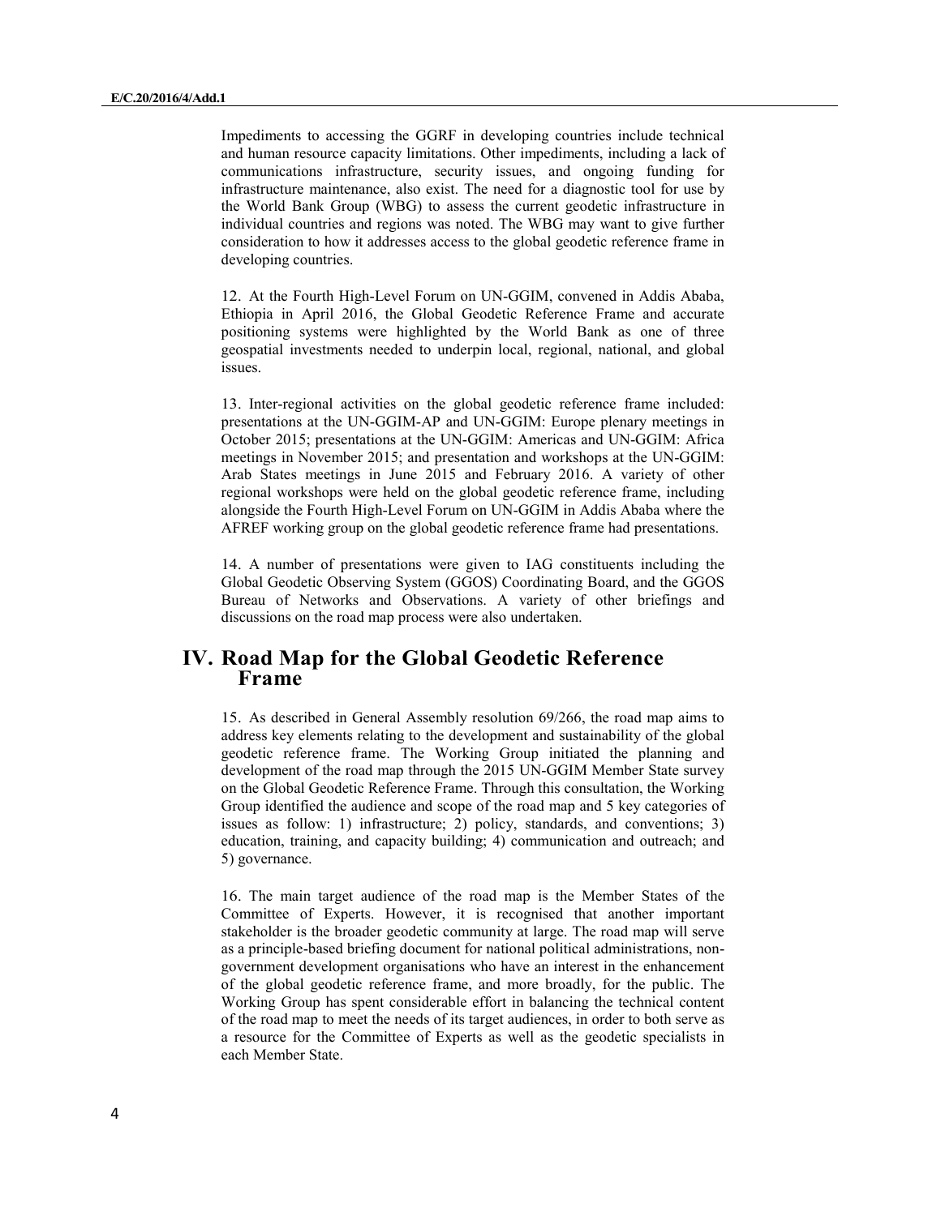Impediments to accessing the GGRF in developing countries include technical and human resource capacity limitations. Other impediments, including a lack of communications infrastructure, security issues, and ongoing funding for infrastructure maintenance, also exist. The need for a diagnostic tool for use by the World Bank Group (WBG) to assess the current geodetic infrastructure in individual countries and regions was noted. The WBG may want to give further consideration to how it addresses access to the global geodetic reference frame in developing countries.

12. At the Fourth High-Level Forum on UN-GGIM, convened in Addis Ababa, Ethiopia in April 2016, the Global Geodetic Reference Frame and accurate positioning systems were highlighted by the World Bank as one of three geospatial investments needed to underpin local, regional, national, and global issues.

13. Inter-regional activities on the global geodetic reference frame included: presentations at the UN-GGIM-AP and UN-GGIM: Europe plenary meetings in October 2015; presentations at the UN-GGIM: Americas and UN-GGIM: Africa meetings in November 2015; and presentation and workshops at the UN-GGIM: Arab States meetings in June 2015 and February 2016. A variety of other regional workshops were held on the global geodetic reference frame, including alongside the Fourth High-Level Forum on UN-GGIM in Addis Ababa where the AFREF working group on the global geodetic reference frame had presentations.

14. A number of presentations were given to IAG constituents including the Global Geodetic Observing System (GGOS) Coordinating Board, and the GGOS Bureau of Networks and Observations. A variety of other briefings and discussions on the road map process were also undertaken.

## IV. Road Map for the Global Geodetic Reference Frame

15. As described in General Assembly resolution 69/266, the road map aims to address key elements relating to the development and sustainability of the global geodetic reference frame. The Working Group initiated the planning and development of the road map through the 2015 UN-GGIM Member State survey on the Global Geodetic Reference Frame. Through this consultation, the Working Group identified the audience and scope of the road map and 5 key categories of issues as follow: 1) infrastructure; 2) policy, standards, and conventions; 3) education, training, and capacity building; 4) communication and outreach; and 5) governance.

16. The main target audience of the road map is the Member States of the Committee of Experts. However, it is recognised that another important stakeholder is the broader geodetic community at large. The road map will serve as a principle-based briefing document for national political administrations, non-government development organisations who have an interest in the enhancement of the global geodetic reference frame, and more broadly, for the public. The Working Group has spent considerable effort in balancing the technical content of the road map to meet the needs of its target audiences, in order to both serve as a resource for the Committee of Experts as well as the geodetic specialists in each Member State.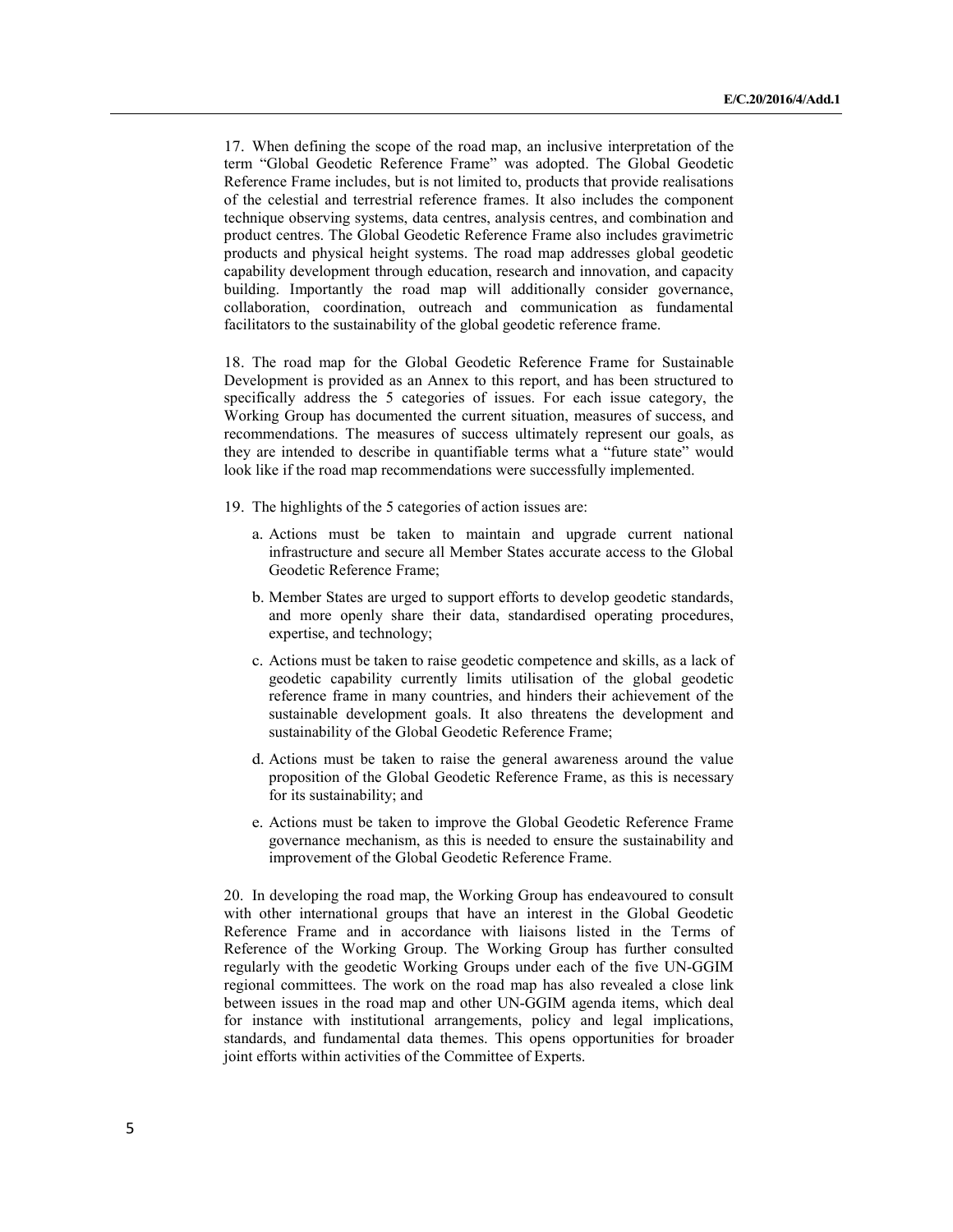17. When defining the scope of the road map, an inclusive interpretation of the term "Global Geodetic Reference Frame" was adopted. The Global Geodetic Reference Frame includes, but is not limited to, products that provide realisations of the celestial and terrestrial reference frames. It also includes the component technique observing systems, data centres, analysis centres, and combination and product centres. The Global Geodetic Reference Frame also includes gravimetric products and physical height systems. The road map addresses global geodetic capability development through education, research and innovation, and capacity building. Importantly the road map will additionally consider governance, collaboration, coordination, outreach and communication as fundamental facilitators to the sustainability of the global geodetic reference frame.

18. The road map for the Global Geodetic Reference Frame for Sustainable Development is provided as an Annex to this report, and has been structured to specifically address the 5 categories of issues. For each issue category, the Working Group has documented the current situation, measures of success, and recommendations. The measures of success ultimately represent our goals, as they are intended to describe in quantifiable terms what a "future state" would look like if the road map recommendations were successfully implemented.

19. The highlights of the 5 categories of action issues are:

a. Actions must be taken to maintain and upgrade current national infrastructure and secure all Member States accurate access to the Global Geodetic Reference Frame;

b. Member States are urged to support efforts to develop geodetic standards, and more openly share their data, standardised operating procedures, expertise, and technology;

c. Actions must be taken to raise geodetic competence and skills, as a lack of geodetic capability currently limits utilisation of the global geodetic reference frame in many countries, and hinders their achievement of the sustainable development goals. It also threatens the development and sustainability of the Global Geodetic Reference Frame;

d. Actions must be taken to raise the general awareness around the value proposition of the Global Geodetic Reference Frame, as this is necessary for its sustainability; and

e. Actions must be taken to improve the Global Geodetic Reference Frame governance mechanism, as this is needed to ensure the sustainability and improvement of the Global Geodetic Reference Frame.

20. In developing the road map, the Working Group has endeavoured to consult with other international groups that have an interest in the Global Geodetic Reference Frame and in accordance with liaisons listed in the Terms of Reference of the Working Group. The Working Group has further consulted regularly with the geodetic Working Groups under each of the five UN-GGIM regional committees. The work on the road map has also revealed a close link between issues in the road map and other UN-GGIM agenda items, which deal for instance with institutional arrangements, policy and legal implications, standards, and fundamental data themes. This opens opportunities for broader joint efforts within activities of the Committee of Experts.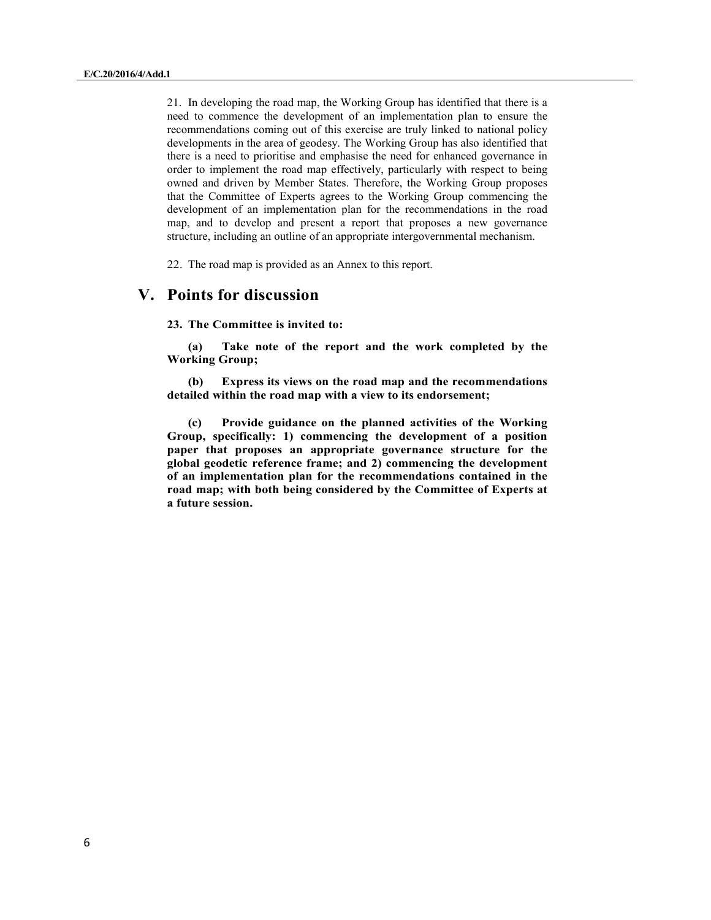21. In developing the road map, the Working Group has identified that there is a need to commence the development of an implementation plan to ensure the recommendations coming out of this exercise are truly linked to national policy developments in the area of geodesy. The Working Group has also identified that there is a need to prioritise and emphasise the need for enhanced governance in order to implement the road map effectively, particularly with respect to being owned and driven by Member States. Therefore, the Working Group proposes that the Committee of Experts agrees to the Working Group commencing the development of an implementation plan for the recommendations in the road map, and to develop and present a report that proposes a new governance structure, including an outline of an appropriate intergovernmental mechanism.

22. The road map is provided as an Annex to this report.

## V. Points for discussion

**23. The Committee is invited to:**

**(a) Take note of the report and the work completed by the Working Group;**

**(b) Express its views on the road map and the recommendations detailed within the road map with a view to its endorsement;**

**(c) Provide guidance on the planned activities of the Working Group, specifically: 1) commencing the development of a position paper that proposes an appropriate governance structure for the global geodetic reference frame; and 2) commencing the development of an implementation plan for the recommendations contained in the road map; with both being considered by the Committee of Experts at a future session.**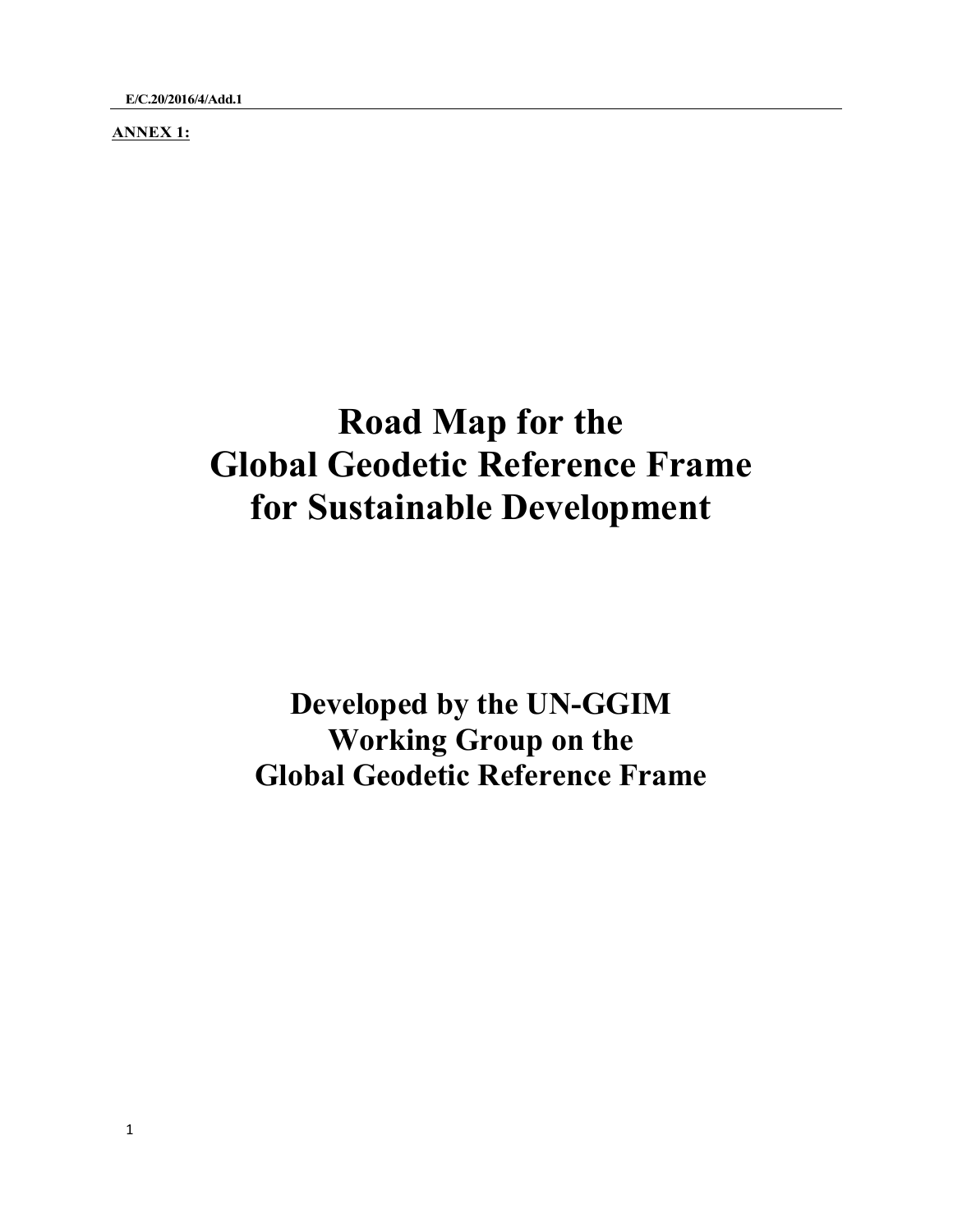**ANNEX 1:**

# Road Map for the Global Geodetic Reference Frame for Sustainable Development

## Developed by the UN-GGIM Working Group on the Global Geodetic Reference Frame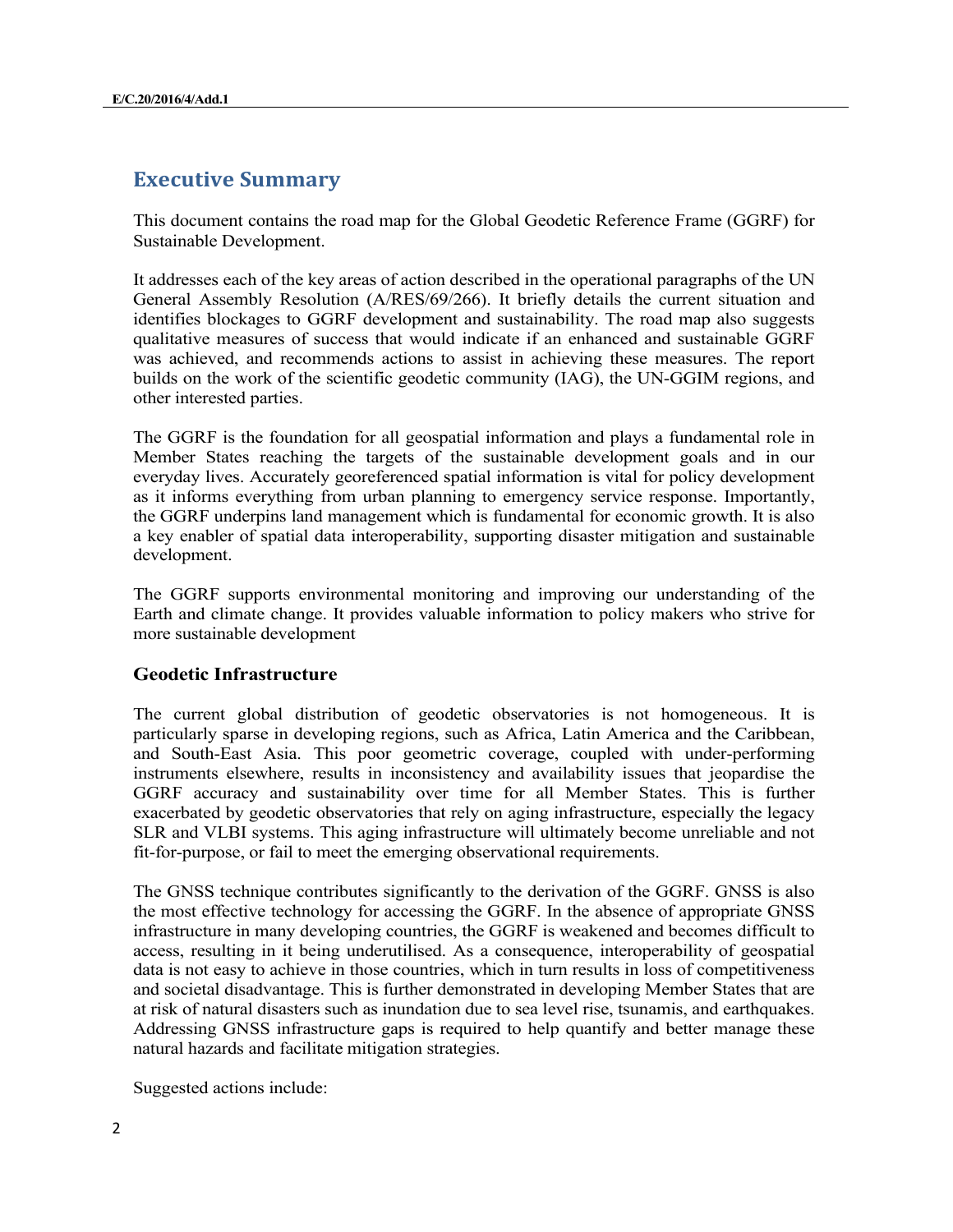## Executive Summary

This document contains the road map for the Global Geodetic Reference Frame (GGRF) for Sustainable Development.

It addresses each of the key areas of action described in the operational paragraphs of the UN General Assembly Resolution (A/RES/69/266). It briefly details the current situation and identifies blockages to GGRF development and sustainability. The road map also suggests qualitative measures of success that would indicate if an enhanced and sustainable GGRF was achieved, and recommends actions to assist in achieving these measures. The report builds on the work of the scientific geodetic community (IAG), the UN-GGIM regions, and other interested parties.

The GGRF is the foundation for all geospatial information and plays a fundamental role in Member States reaching the targets of the sustainable development goals and in our everyday lives. Accurately georeferenced spatial information is vital for policy development as it informs everything from urban planning to emergency service response. Importantly, the GGRF underpins land management which is fundamental for economic growth. It is also a key enabler of spatial data interoperability, supporting disaster mitigation and sustainable development.

The GGRF supports environmental monitoring and improving our understanding of the Earth and climate change. It provides valuable information to policy makers who strive for more sustainable development

### Geodetic Infrastructure

The current global distribution of geodetic observatories is not homogeneous. It is particularly sparse in developing regions, such as Africa, Latin America and the Caribbean, and South-East Asia. This poor geometric coverage, coupled with under-performing instruments elsewhere, results in inconsistency and availability issues that jeopardise the GGRF accuracy and sustainability over time for all Member States. This is further exacerbated by geodetic observatories that rely on aging infrastructure, especially the legacy SLR and VLBI systems. This aging infrastructure will ultimately become unreliable and not fit-for-purpose, or fail to meet the emerging observational requirements.

The GNSS technique contributes significantly to the derivation of the GGRF. GNSS is also the most effective technology for accessing the GGRF. In the absence of appropriate GNSS infrastructure in many developing countries, the GGRF is weakened and becomes difficult to access, resulting in it being underutilised. As a consequence, interoperability of geospatial data is not easy to achieve in those countries, which in turn results in loss of competitiveness and societal disadvantage. This is further demonstrated in developing Member States that are at risk of natural disasters such as inundation due to sea level rise, tsunamis, and earthquakes. Addressing GNSS infrastructure gaps is required to help quantify and better manage these natural hazards and facilitate mitigation strategies.

Suggested actions include: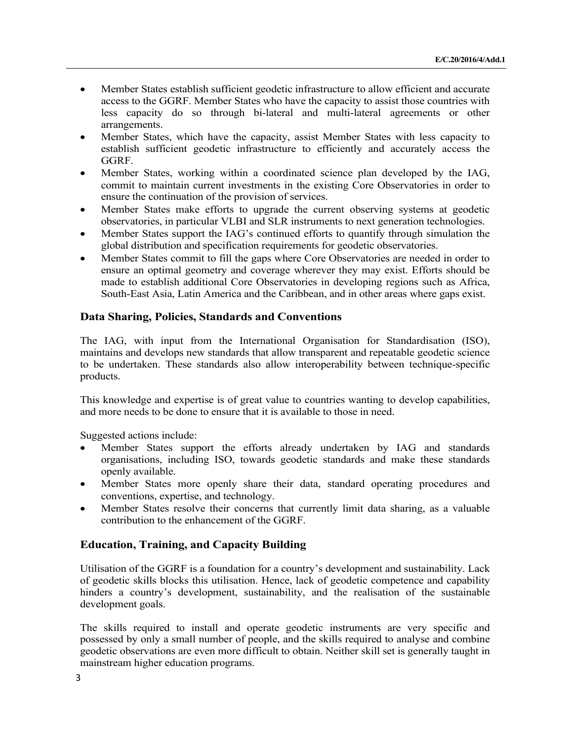- Member States establish sufficient geodetic infrastructure to allow efficient and accurate access to the GGRF. Member States who have the capacity to assist those countries with less capacity do so through bi-lateral and multi-lateral agreements or other arrangements.
- Member States, which have the capacity, assist Member States with less capacity to establish sufficient geodetic infrastructure to efficiently and accurately access the GGRF.
- Member States, working within a coordinated science plan developed by the IAG, commit to maintain current investments in the existing Core Observatories in order to ensure the continuation of the provision of services.
- Member States make efforts to upgrade the current observing systems at geodetic observatories, in particular VLBI and SLR instruments to next generation technologies.
- Member States support the IAG's continued efforts to quantify through simulation the global distribution and specification requirements for geodetic observatories.
- Member States commit to fill the gaps where Core Observatories are needed in order to ensure an optimal geometry and coverage wherever they may exist. Efforts should be made to establish additional Core Observatories in developing regions such as Africa, South-East Asia, Latin America and the Caribbean, and in other areas where gaps exist.

## Data Sharing, Policies, Standards and Conventions

The IAG, with input from the International Organisation for Standardisation (ISO), maintains and develops new standards that allow transparent and repeatable geodetic science to be undertaken. These standards also allow interoperability between technique-specific products.

This knowledge and expertise is of great value to countries wanting to develop capabilities, and more needs to be done to ensure that it is available to those in need.

Suggested actions include:

- Member States support the efforts already undertaken by IAG and standards organisations, including ISO, towards geodetic standards and make these standards openly available.
- Member States more openly share their data, standard operating procedures and conventions, expertise, and technology.
- Member States resolve their concerns that currently limit data sharing, as a valuable contribution to the enhancement of the GGRF.

## Education, Training, and Capacity Building

Utilisation of the GGRF is a foundation for a country's development and sustainability. Lack of geodetic skills blocks this utilisation. Hence, lack of geodetic competence and capability hinders a country's development, sustainability, and the realisation of the sustainable development goals.

The skills required to install and operate geodetic instruments are very specific and possessed by only a small number of people, and the skills required to analyse and combine geodetic observations are even more difficult to obtain. Neither skill set is generally taught in mainstream higher education programs.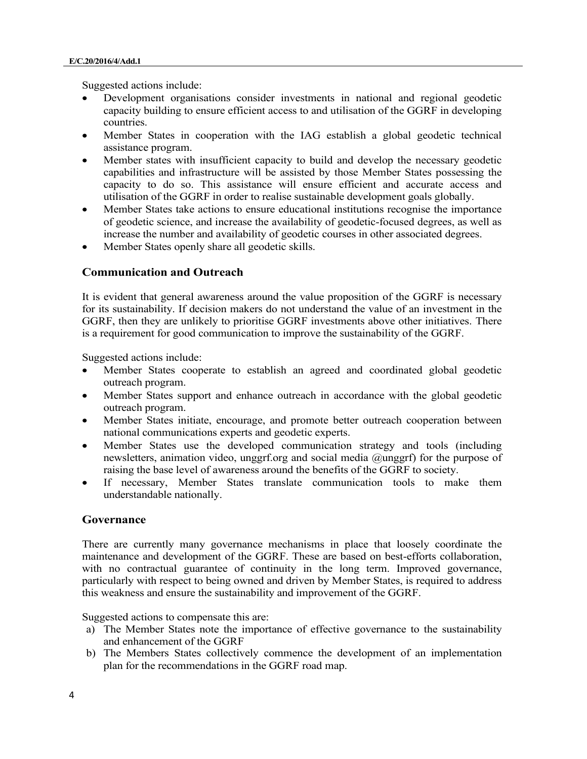Suggested actions include:

- Development organisations consider investments in national and regional geodetic capacity building to ensure efficient access to and utilisation of the GGRF in developing countries.
- Member States in cooperation with the IAG establish a global geodetic technical assistance program.
- Member states with insufficient capacity to build and develop the necessary geodetic capabilities and infrastructure will be assisted by those Member States possessing the capacity to do so. This assistance will ensure efficient and accurate access and utilisation of the GGRF in order to realise sustainable development goals globally.
- Member States take actions to ensure educational institutions recognise the importance of geodetic science, and increase the availability of geodetic-focused degrees, as well as increase the number and availability of geodetic courses in other associated degrees.
- Member States openly share all geodetic skills.

## Communication and Outreach

It is evident that general awareness around the value proposition of the GGRF is necessary for its sustainability. If decision makers do not understand the value of an investment in the GGRF, then they are unlikely to prioritise GGRF investments above other initiatives. There is a requirement for good communication to improve the sustainability of the GGRF.

Suggested actions include:

- Member States cooperate to establish an agreed and coordinated global geodetic outreach program.
- Member States support and enhance outreach in accordance with the global geodetic outreach program.
- Member States initiate, encourage, and promote better outreach cooperation between national communications experts and geodetic experts.
- Member States use the developed communication strategy and tools (including newsletters, animation video, unggrf.org and social media @unggrf) for the purpose of raising the base level of awareness around the benefits of the GGRF to society.
- If necessary, Member States translate communication tools to make them understandable nationally.

## Governance

There are currently many governance mechanisms in place that loosely coordinate the maintenance and development of the GGRF. These are based on best-efforts collaboration, with no contractual guarantee of continuity in the long term. Improved governance, particularly with respect to being owned and driven by Member States, is required to address this weakness and ensure the sustainability and improvement of the GGRF.

Suggested actions to compensate this are:

a) The Member States note the importance of effective governance to the sustainability and enhancement of the GGRF
b) The Members States collectively commence the development of an implementation plan for the recommendations in the GGRF road map.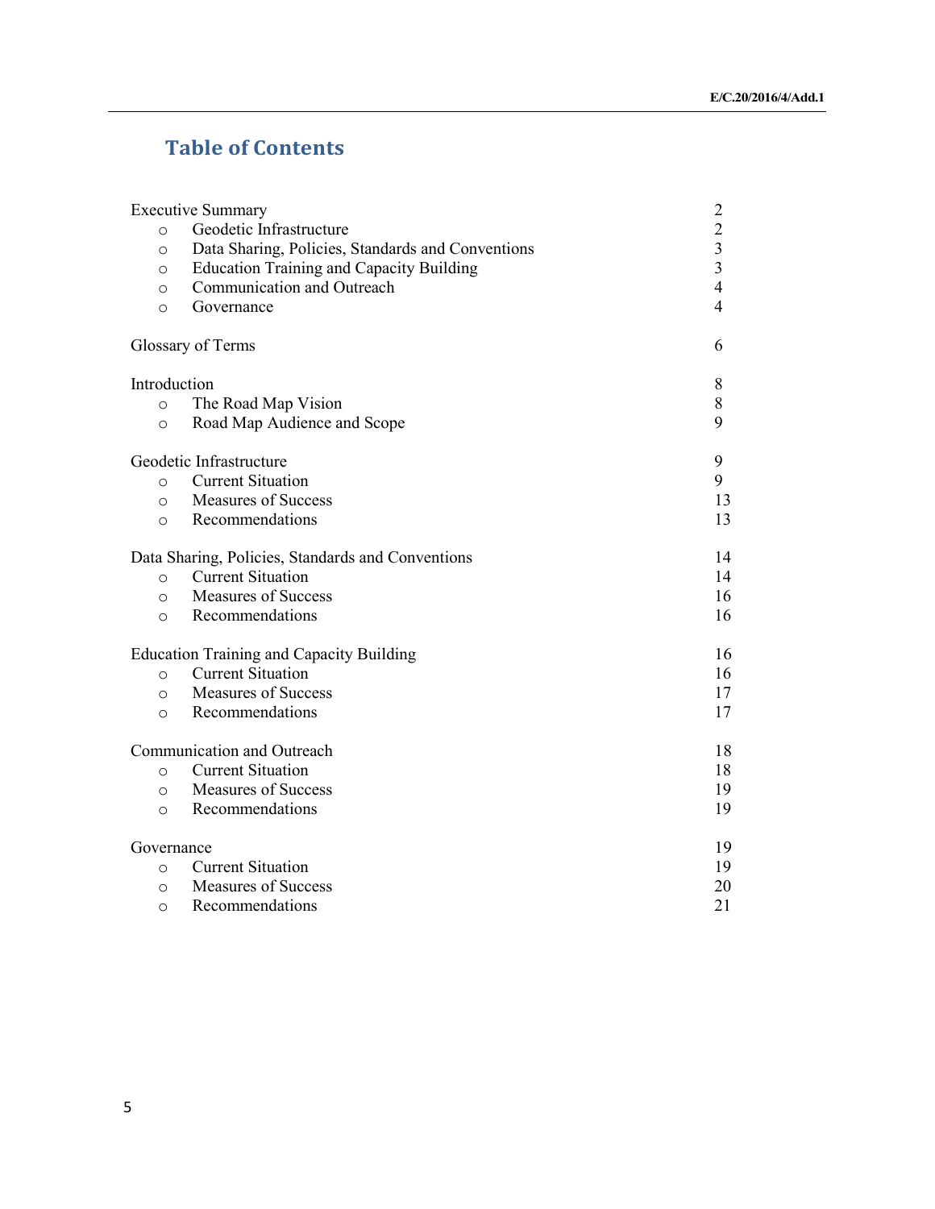# Table of Contents

| | |
|---|---|
| Executive Summary | 2 |
| ○ Geodetic Infrastructure | 2 |
| ○ Data Sharing, Policies, Standards and Conventions | 3 |
| ○ Education Training and Capacity Building | 3 |
| ○ Communication and Outreach | 4 |
| ○ Governance | 4 |
| Glossary of Terms | 6 |
| Introduction | 8 |
| ○ The Road Map Vision | 8 |
| ○ Road Map Audience and Scope | 9 |
| Geodetic Infrastructure | 9 |
| ○ Current Situation | 9 |
| ○ Measures of Success | 13 |
| ○ Recommendations | 13 |
| Data Sharing, Policies, Standards and Conventions | 14 |
| ○ Current Situation | 14 |
| ○ Measures of Success | 16 |
| ○ Recommendations | 16 |
| Education Training and Capacity Building | 16 |
| ○ Current Situation | 16 |
| ○ Measures of Success | 17 |
| ○ Recommendations | 17 |
| Communication and Outreach | 18 |
| ○ Current Situation | 18 |
| ○ Measures of Success | 19 |
| ○ Recommendations | 19 |
| Governance | 19 |
| ○ Current Situation | 19 |
| ○ Measures of Success | 20 |
| ○ Recommendations | 21 |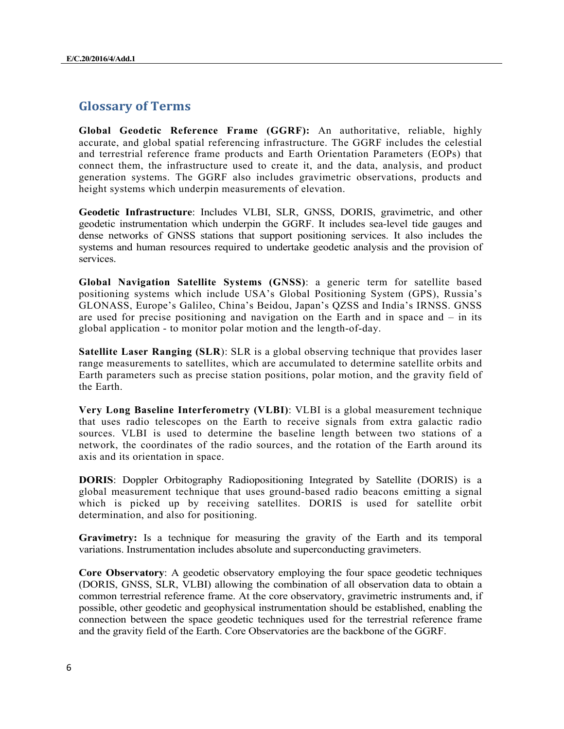## Glossary of Terms

**Global Geodetic Reference Frame (GGRF):** An authoritative, reliable, highly accurate, and global spatial referencing infrastructure. The GGRF includes the celestial and terrestrial reference frame products and Earth Orientation Parameters (EOPs) that connect them, the infrastructure used to create it, and the data, analysis, and product generation systems. The GGRF also includes gravimetric observations, products and height systems which underpin measurements of elevation.

**Geodetic Infrastructure**: Includes VLBI, SLR, GNSS, DORIS, gravimetric, and other geodetic instrumentation which underpin the GGRF. It includes sea-level tide gauges and dense networks of GNSS stations that support positioning services. It also includes the systems and human resources required to undertake geodetic analysis and the provision of services.

**Global Navigation Satellite Systems (GNSS)**: a generic term for satellite based positioning systems which include USA's Global Positioning System (GPS), Russia's GLONASS, Europe's Galileo, China's Beidou, Japan's QZSS and India's IRNSS. GNSS are used for precise positioning and navigation on the Earth and in space and – in its global application - to monitor polar motion and the length-of-day.

**Satellite Laser Ranging (SLR)**: SLR is a global observing technique that provides laser range measurements to satellites, which are accumulated to determine satellite orbits and Earth parameters such as precise station positions, polar motion, and the gravity field of the Earth.

**Very Long Baseline Interferometry (VLBI)**: VLBI is a global measurement technique that uses radio telescopes on the Earth to receive signals from extra galactic radio sources. VLBI is used to determine the baseline length between two stations of a network, the coordinates of the radio sources, and the rotation of the Earth around its axis and its orientation in space.

**DORIS**: Doppler Orbitography Radiopositioning Integrated by Satellite (DORIS) is a global measurement technique that uses ground-based radio beacons emitting a signal which is picked up by receiving satellites. DORIS is used for satellite orbit determination, and also for positioning.

**Gravimetry:** Is a technique for measuring the gravity of the Earth and its temporal variations. Instrumentation includes absolute and superconducting gravimeters.

**Core Observatory**: A geodetic observatory employing the four space geodetic techniques (DORIS, GNSS, SLR, VLBI) allowing the combination of all observation data to obtain a common terrestrial reference frame. At the core observatory, gravimetric instruments and, if possible, other geodetic and geophysical instrumentation should be established, enabling the connection between the space geodetic techniques used for the terrestrial reference frame and the gravity field of the Earth. Core Observatories are the backbone of the GGRF.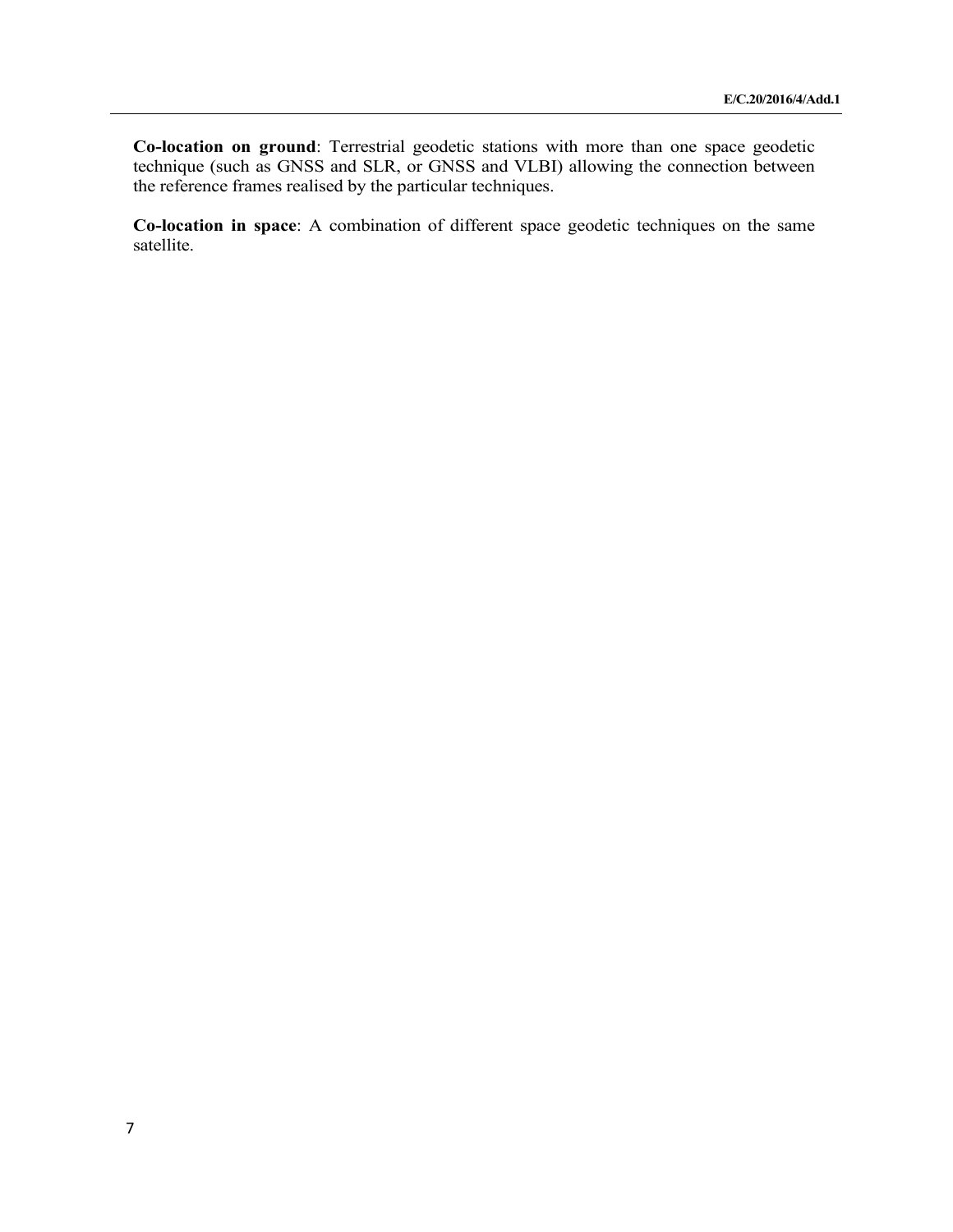**Co-location on ground**: Terrestrial geodetic stations with more than one space geodetic technique (such as GNSS and SLR, or GNSS and VLBI) allowing the connection between the reference frames realised by the particular techniques.

**Co-location in space**: A combination of different space geodetic techniques on the same satellite.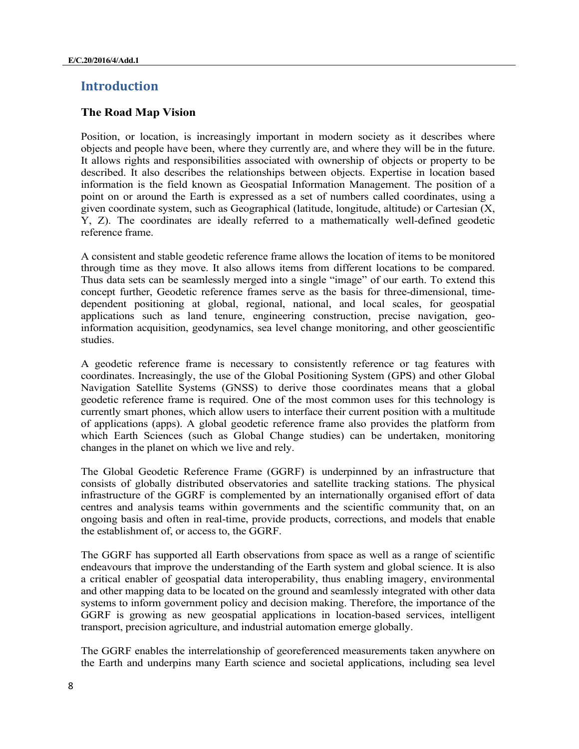## Introduction

### The Road Map Vision

Position, or location, is increasingly important in modern society as it describes where objects and people have been, where they currently are, and where they will be in the future. It allows rights and responsibilities associated with ownership of objects or property to be described. It also describes the relationships between objects. Expertise in location based information is the field known as Geospatial Information Management. The position of a point on or around the Earth is expressed as a set of numbers called coordinates, using a given coordinate system, such as Geographical (latitude, longitude, altitude) or Cartesian (X, Y, Z). The coordinates are ideally referred to a mathematically well-defined geodetic reference frame.

A consistent and stable geodetic reference frame allows the location of items to be monitored through time as they move. It also allows items from different locations to be compared. Thus data sets can be seamlessly merged into a single "image" of our earth. To extend this concept further, Geodetic reference frames serve as the basis for three-dimensional, time-dependent positioning at global, regional, national, and local scales, for geospatial applications such as land tenure, engineering construction, precise navigation, geo-information acquisition, geodynamics, sea level change monitoring, and other geoscientific studies.

A geodetic reference frame is necessary to consistently reference or tag features with coordinates. Increasingly, the use of the Global Positioning System (GPS) and other Global Navigation Satellite Systems (GNSS) to derive those coordinates means that a global geodetic reference frame is required. One of the most common uses for this technology is currently smart phones, which allow users to interface their current position with a multitude of applications (apps). A global geodetic reference frame also provides the platform from which Earth Sciences (such as Global Change studies) can be undertaken, monitoring changes in the planet on which we live and rely.

The Global Geodetic Reference Frame (GGRF) is underpinned by an infrastructure that consists of globally distributed observatories and satellite tracking stations. The physical infrastructure of the GGRF is complemented by an internationally organised effort of data centres and analysis teams within governments and the scientific community that, on an ongoing basis and often in real-time, provide products, corrections, and models that enable the establishment of, or access to, the GGRF.

The GGRF has supported all Earth observations from space as well as a range of scientific endeavours that improve the understanding of the Earth system and global science. It is also a critical enabler of geospatial data interoperability, thus enabling imagery, environmental and other mapping data to be located on the ground and seamlessly integrated with other data systems to inform government policy and decision making. Therefore, the importance of the GGRF is growing as new geospatial applications in location-based services, intelligent transport, precision agriculture, and industrial automation emerge globally.

The GGRF enables the interrelationship of georeferenced measurements taken anywhere on the Earth and underpins many Earth science and societal applications, including sea level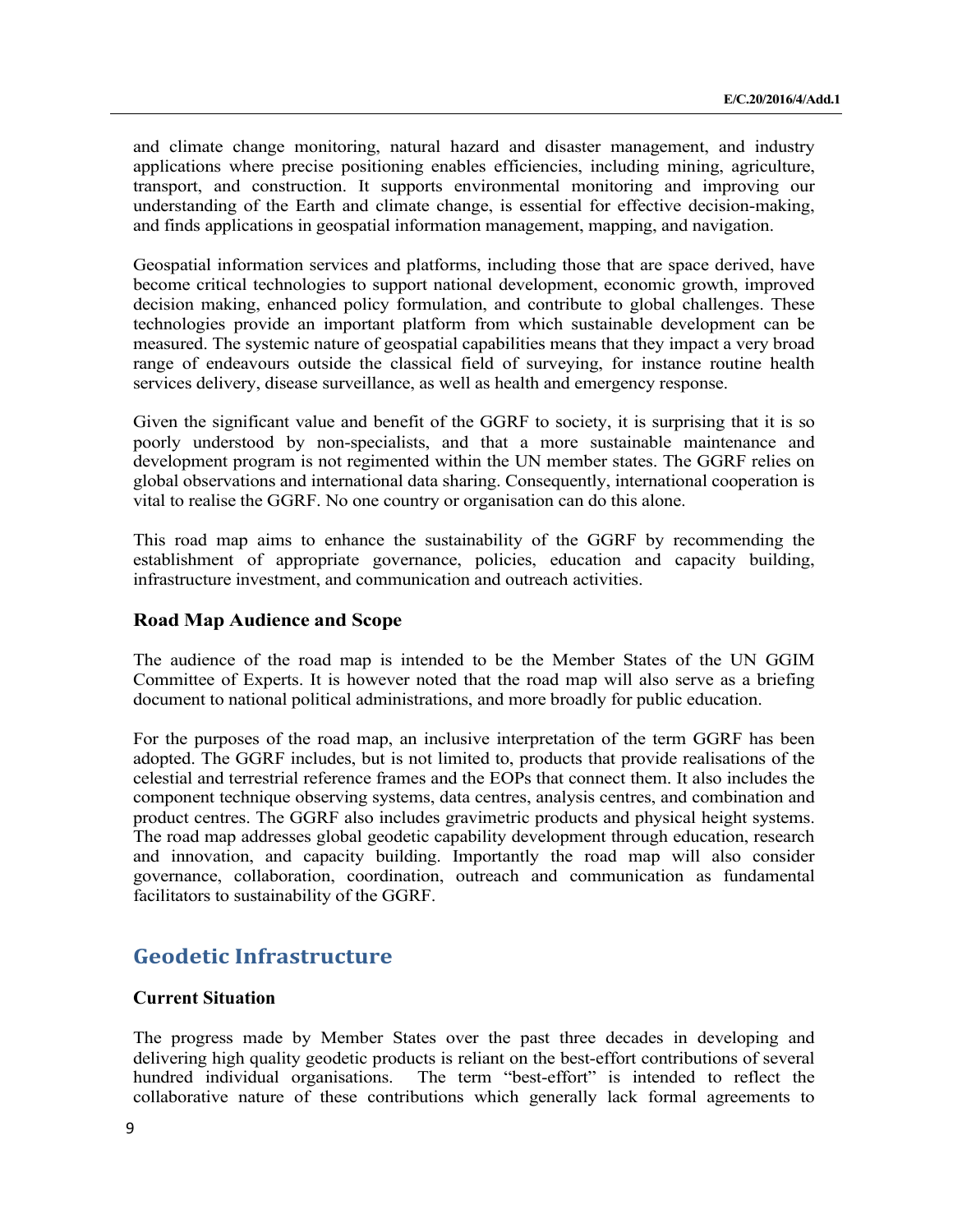and climate change monitoring, natural hazard and disaster management, and industry applications where precise positioning enables efficiencies, including mining, agriculture, transport, and construction. It supports environmental monitoring and improving our understanding of the Earth and climate change, is essential for effective decision-making, and finds applications in geospatial information management, mapping, and navigation.

Geospatial information services and platforms, including those that are space derived, have become critical technologies to support national development, economic growth, improved decision making, enhanced policy formulation, and contribute to global challenges. These technologies provide an important platform from which sustainable development can be measured. The systemic nature of geospatial capabilities means that they impact a very broad range of endeavours outside the classical field of surveying, for instance routine health services delivery, disease surveillance, as well as health and emergency response.

Given the significant value and benefit of the GGRF to society, it is surprising that it is so poorly understood by non-specialists, and that a more sustainable maintenance and development program is not regimented within the UN member states. The GGRF relies on global observations and international data sharing. Consequently, international cooperation is vital to realise the GGRF. No one country or organisation can do this alone.

This road map aims to enhance the sustainability of the GGRF by recommending the establishment of appropriate governance, policies, education and capacity building, infrastructure investment, and communication and outreach activities.

### Road Map Audience and Scope

The audience of the road map is intended to be the Member States of the UN GGIM Committee of Experts. It is however noted that the road map will also serve as a briefing document to national political administrations, and more broadly for public education.

For the purposes of the road map, an inclusive interpretation of the term GGRF has been adopted. The GGRF includes, but is not limited to, products that provide realisations of the celestial and terrestrial reference frames and the EOPs that connect them. It also includes the component technique observing systems, data centres, analysis centres, and combination and product centres. The GGRF also includes gravimetric products and physical height systems. The road map addresses global geodetic capability development through education, research and innovation, and capacity building. Importantly the road map will also consider governance, collaboration, coordination, outreach and communication as fundamental facilitators to sustainability of the GGRF.

## Geodetic Infrastructure

### Current Situation

The progress made by Member States over the past three decades in developing and delivering high quality geodetic products is reliant on the best-effort contributions of several hundred individual organisations. The term "best-effort" is intended to reflect the collaborative nature of these contributions which generally lack formal agreements to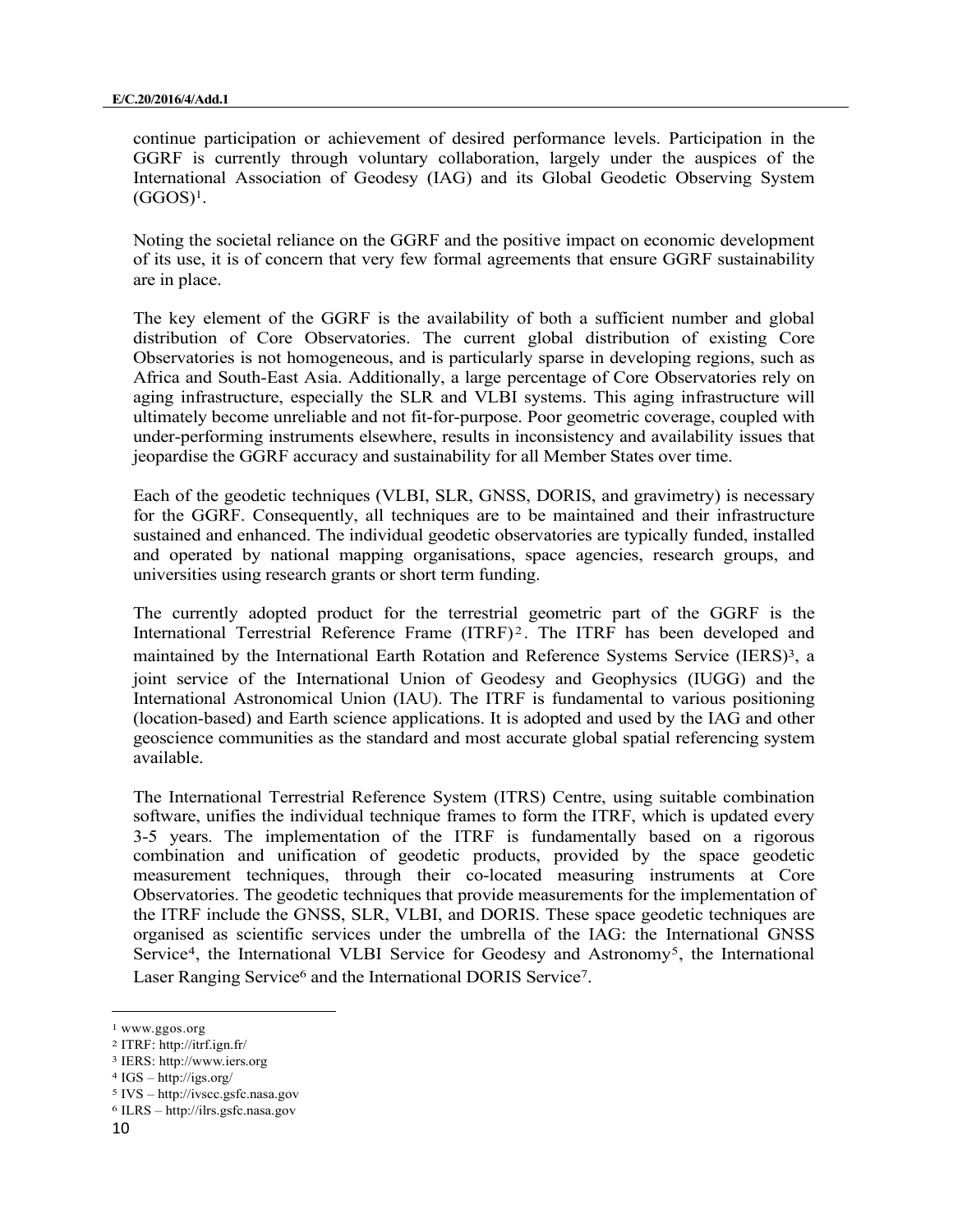continue participation or achievement of desired performance levels. Participation in the GGRF is currently through voluntary collaboration, largely under the auspices of the International Association of Geodesy (IAG) and its Global Geodetic Observing System (GGOS)[1].

Noting the societal reliance on the GGRF and the positive impact on economic development of its use, it is of concern that very few formal agreements that ensure GGRF sustainability are in place.

The key element of the GGRF is the availability of both a sufficient number and global distribution of Core Observatories. The current global distribution of existing Core Observatories is not homogeneous, and is particularly sparse in developing regions, such as Africa and South-East Asia. Additionally, a large percentage of Core Observatories rely on aging infrastructure, especially the SLR and VLBI systems. This aging infrastructure will ultimately become unreliable and not fit-for-purpose. Poor geometric coverage, coupled with under-performing instruments elsewhere, results in inconsistency and availability issues that jeopardise the GGRF accuracy and sustainability for all Member States over time.

Each of the geodetic techniques (VLBI, SLR, GNSS, DORIS, and gravimetry) is necessary for the GGRF. Consequently, all techniques are to be maintained and their infrastructure sustained and enhanced. The individual geodetic observatories are typically funded, installed and operated by national mapping organisations, space agencies, research groups, and universities using research grants or short term funding.

The currently adopted product for the terrestrial geometric part of the GGRF is the International Terrestrial Reference Frame (ITRF)[2]. The ITRF has been developed and maintained by the International Earth Rotation and Reference Systems Service (IERS)[3], a joint service of the International Union of Geodesy and Geophysics (IUGG) and the International Astronomical Union (IAU). The ITRF is fundamental to various positioning (location-based) and Earth science applications. It is adopted and used by the IAG and other geoscience communities as the standard and most accurate global spatial referencing system available.

The International Terrestrial Reference System (ITRS) Centre, using suitable combination software, unifies the individual technique frames to form the ITRF, which is updated every 3-5 years. The implementation of the ITRF is fundamentally based on a rigorous combination and unification of geodetic products, provided by the space geodetic measurement techniques, through their co-located measuring instruments at Core Observatories. The geodetic techniques that provide measurements for the implementation of the ITRF include the GNSS, SLR, VLBI, and DORIS. These space geodetic techniques are organised as scientific services under the umbrella of the IAG: the International GNSS Service[4], the International VLBI Service for Geodesy and Astronomy[5], the International Laser Ranging Service[6] and the International DORIS Service[7].

---

[1] www.ggos.org

[2] ITRF: http://itrf.ign.fr/

[3] IERS: http://www.iers.org

[4] IGS – http://igs.org/

[5] IVS – http://ivscc.gsfc.nasa.gov

[6] ILRS – http://ilrs.gsfc.nasa.gov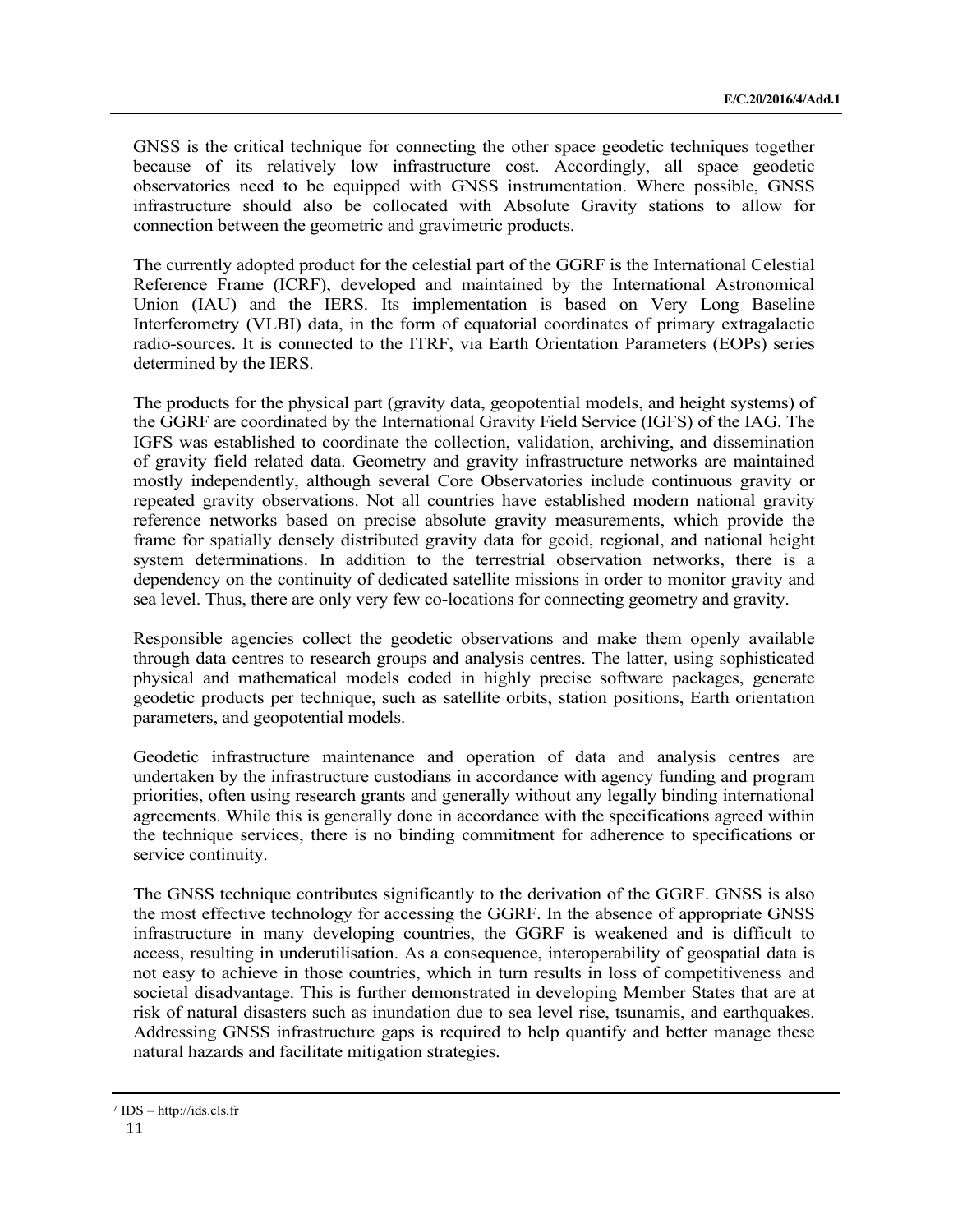GNSS is the critical technique for connecting the other space geodetic techniques together because of its relatively low infrastructure cost. Accordingly, all space geodetic observatories need to be equipped with GNSS instrumentation. Where possible, GNSS infrastructure should also be collocated with Absolute Gravity stations to allow for connection between the geometric and gravimetric products.

The currently adopted product for the celestial part of the GGRF is the International Celestial Reference Frame (ICRF), developed and maintained by the International Astronomical Union (IAU) and the IERS. Its implementation is based on Very Long Baseline Interferometry (VLBI) data, in the form of equatorial coordinates of primary extragalactic radio-sources. It is connected to the ITRF, via Earth Orientation Parameters (EOPs) series determined by the IERS.

The products for the physical part (gravity data, geopotential models, and height systems) of the GGRF are coordinated by the International Gravity Field Service (IGFS) of the IAG. The IGFS was established to coordinate the collection, validation, archiving, and dissemination of gravity field related data. Geometry and gravity infrastructure networks are maintained mostly independently, although several Core Observatories include continuous gravity or repeated gravity observations. Not all countries have established modern national gravity reference networks based on precise absolute gravity measurements, which provide the frame for spatially densely distributed gravity data for geoid, regional, and national height system determinations. In addition to the terrestrial observation networks, there is a dependency on the continuity of dedicated satellite missions in order to monitor gravity and sea level. Thus, there are only very few co-locations for connecting geometry and gravity.

Responsible agencies collect the geodetic observations and make them openly available through data centres to research groups and analysis centres. The latter, using sophisticated physical and mathematical models coded in highly precise software packages, generate geodetic products per technique, such as satellite orbits, station positions, Earth orientation parameters, and geopotential models.

Geodetic infrastructure maintenance and operation of data and analysis centres are undertaken by the infrastructure custodians in accordance with agency funding and program priorities, often using research grants and generally without any legally binding international agreements. While this is generally done in accordance with the specifications agreed within the technique services, there is no binding commitment for adherence to specifications or service continuity.

The GNSS technique contributes significantly to the derivation of the GGRF. GNSS is also the most effective technology for accessing the GGRF. In the absence of appropriate GNSS infrastructure in many developing countries, the GGRF is weakened and is difficult to access, resulting in underutilisation. As a consequence, interoperability of geospatial data is not easy to achieve in those countries, which in turn results in loss of competitiveness and societal disadvantage. This is further demonstrated in developing Member States that are at risk of natural disasters such as inundation due to sea level rise, tsunamis, and earthquakes. Addressing GNSS infrastructure gaps is required to help quantify and better manage these natural hazards and facilitate mitigation strategies.

---

[7] IDS – http://ids.cls.fr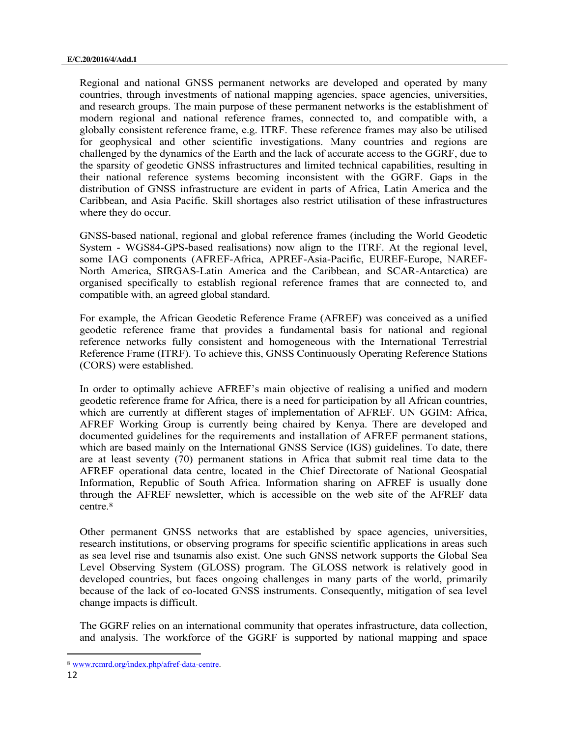Regional and national GNSS permanent networks are developed and operated by many countries, through investments of national mapping agencies, space agencies, universities, and research groups. The main purpose of these permanent networks is the establishment of modern regional and national reference frames, connected to, and compatible with, a globally consistent reference frame, e.g. ITRF. These reference frames may also be utilised for geophysical and other scientific investigations. Many countries and regions are challenged by the dynamics of the Earth and the lack of accurate access to the GGRF, due to the sparsity of geodetic GNSS infrastructures and limited technical capabilities, resulting in their national reference systems becoming inconsistent with the GGRF. Gaps in the distribution of GNSS infrastructure are evident in parts of Africa, Latin America and the Caribbean, and Asia Pacific. Skill shortages also restrict utilisation of these infrastructures where they do occur.

GNSS-based national, regional and global reference frames (including the World Geodetic System - WGS84-GPS-based realisations) now align to the ITRF. At the regional level, some IAG components (AFREF-Africa, APREF-Asia-Pacific, EUREF-Europe, NAREF-North America, SIRGAS-Latin America and the Caribbean, and SCAR-Antarctica) are organised specifically to establish regional reference frames that are connected to, and compatible with, an agreed global standard.

For example, the African Geodetic Reference Frame (AFREF) was conceived as a unified geodetic reference frame that provides a fundamental basis for national and regional reference networks fully consistent and homogeneous with the International Terrestrial Reference Frame (ITRF). To achieve this, GNSS Continuously Operating Reference Stations (CORS) were established.

In order to optimally achieve AFREF's main objective of realising a unified and modern geodetic reference frame for Africa, there is a need for participation by all African countries, which are currently at different stages of implementation of AFREF. UN GGIM: Africa, AFREF Working Group is currently being chaired by Kenya. There are developed and documented guidelines for the requirements and installation of AFREF permanent stations, which are based mainly on the International GNSS Service (IGS) guidelines. To date, there are at least seventy (70) permanent stations in Africa that submit real time data to the AFREF operational data centre, located in the Chief Directorate of National Geospatial Information, Republic of South Africa. Information sharing on AFREF is usually done through the AFREF newsletter, which is accessible on the web site of the AFREF data centre.[8]

Other permanent GNSS networks that are established by space agencies, universities, research institutions, or observing programs for specific scientific applications in areas such as sea level rise and tsunamis also exist. One such GNSS network supports the Global Sea Level Observing System (GLOSS) program. The GLOSS network is relatively good in developed countries, but faces ongoing challenges in many parts of the world, primarily because of the lack of co-located GNSS instruments. Consequently, mitigation of sea level change impacts is difficult.

The GGRF relies on an international community that operates infrastructure, data collection, and analysis. The workforce of the GGRF is supported by national mapping and space

[8] www.rcmrd.org/index.php/afref-data-centre.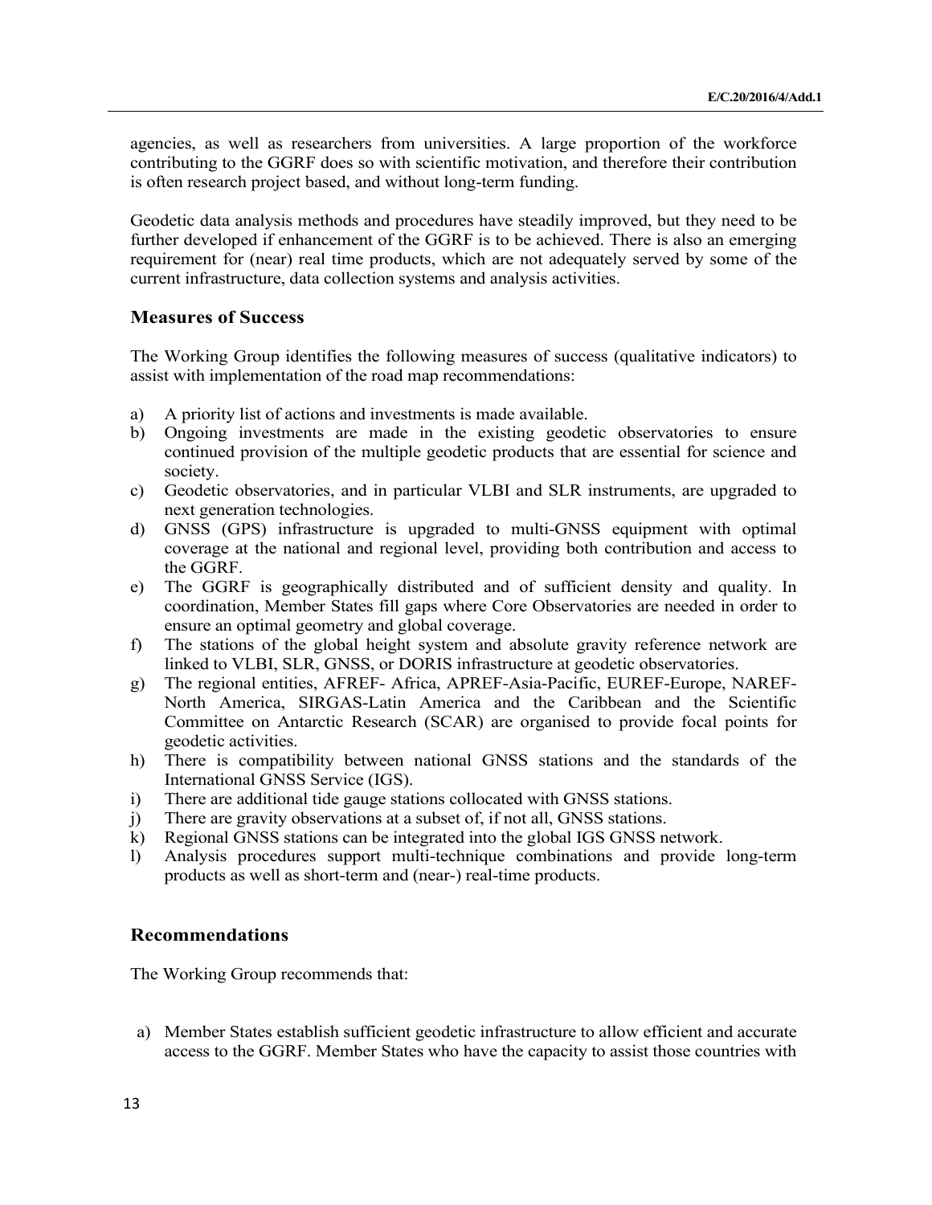agencies, as well as researchers from universities. A large proportion of the workforce contributing to the GGRF does so with scientific motivation, and therefore their contribution is often research project based, and without long-term funding.

Geodetic data analysis methods and procedures have steadily improved, but they need to be further developed if enhancement of the GGRF is to be achieved. There is also an emerging requirement for (near) real time products, which are not adequately served by some of the current infrastructure, data collection systems and analysis activities.

### Measures of Success

The Working Group identifies the following measures of success (qualitative indicators) to assist with implementation of the road map recommendations:

a) A priority list of actions and investments is made available.
b) Ongoing investments are made in the existing geodetic observatories to ensure continued provision of the multiple geodetic products that are essential for science and society.
c) Geodetic observatories, and in particular VLBI and SLR instruments, are upgraded to next generation technologies.
d) GNSS (GPS) infrastructure is upgraded to multi-GNSS equipment with optimal coverage at the national and regional level, providing both contribution and access to the GGRF.
e) The GGRF is geographically distributed and of sufficient density and quality. In coordination, Member States fill gaps where Core Observatories are needed in order to ensure an optimal geometry and global coverage.
f) The stations of the global height system and absolute gravity reference network are linked to VLBI, SLR, GNSS, or DORIS infrastructure at geodetic observatories.
g) The regional entities, AFREF- Africa, APREF-Asia-Pacific, EUREF-Europe, NAREF-North America, SIRGAS-Latin America and the Caribbean and the Scientific Committee on Antarctic Research (SCAR) are organised to provide focal points for geodetic activities.
h) There is compatibility between national GNSS stations and the standards of the International GNSS Service (IGS).
i) There are additional tide gauge stations collocated with GNSS stations.
j) There are gravity observations at a subset of, if not all, GNSS stations.
k) Regional GNSS stations can be integrated into the global IGS GNSS network.
l) Analysis procedures support multi-technique combinations and provide long-term products as well as short-term and (near-) real-time products.

### Recommendations

The Working Group recommends that:

a) Member States establish sufficient geodetic infrastructure to allow efficient and accurate access to the GGRF. Member States who have the capacity to assist those countries with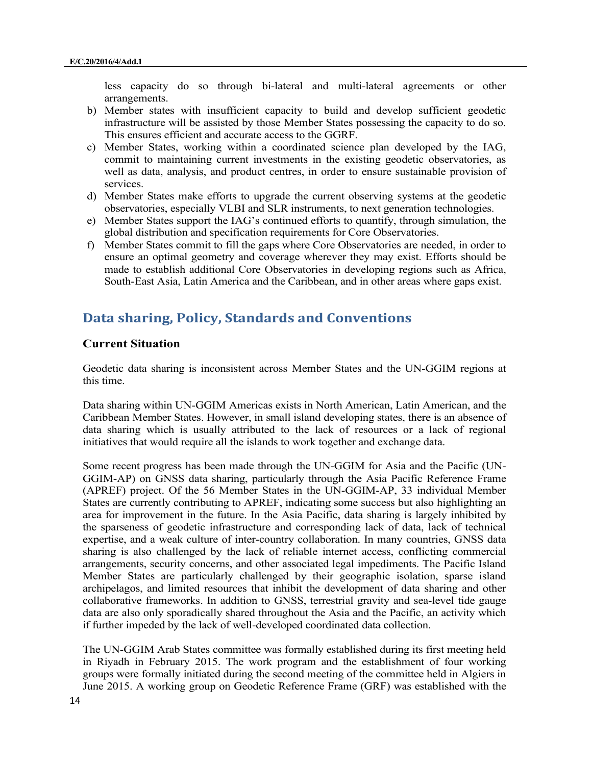less capacity do so through bi-lateral and multi-lateral agreements or other arrangements.

b) Member states with insufficient capacity to build and develop sufficient geodetic infrastructure will be assisted by those Member States possessing the capacity to do so. This ensures efficient and accurate access to the GGRF.
c) Member States, working within a coordinated science plan developed by the IAG, commit to maintaining current investments in the existing geodetic observatories, as well as data, analysis, and product centres, in order to ensure sustainable provision of services.
d) Member States make efforts to upgrade the current observing systems at the geodetic observatories, especially VLBI and SLR instruments, to next generation technologies.
e) Member States support the IAG's continued efforts to quantify, through simulation, the global distribution and specification requirements for Core Observatories.
f) Member States commit to fill the gaps where Core Observatories are needed, in order to ensure an optimal geometry and coverage wherever they may exist. Efforts should be made to establish additional Core Observatories in developing regions such as Africa, South-East Asia, Latin America and the Caribbean, and in other areas where gaps exist.

## Data sharing, Policy, Standards and Conventions

### Current Situation

Geodetic data sharing is inconsistent across Member States and the UN-GGIM regions at this time.

Data sharing within UN-GGIM Americas exists in North American, Latin American, and the Caribbean Member States. However, in small island developing states, there is an absence of data sharing which is usually attributed to the lack of resources or a lack of regional initiatives that would require all the islands to work together and exchange data.

Some recent progress has been made through the UN-GGIM for Asia and the Pacific (UN-GGIM-AP) on GNSS data sharing, particularly through the Asia Pacific Reference Frame (APREF) project. Of the 56 Member States in the UN-GGIM-AP, 33 individual Member States are currently contributing to APREF, indicating some success but also highlighting an area for improvement in the future. In the Asia Pacific, data sharing is largely inhibited by the sparseness of geodetic infrastructure and corresponding lack of data, lack of technical expertise, and a weak culture of inter-country collaboration. In many countries, GNSS data sharing is also challenged by the lack of reliable internet access, conflicting commercial arrangements, security concerns, and other associated legal impediments. The Pacific Island Member States are particularly challenged by their geographic isolation, sparse island archipelagos, and limited resources that inhibit the development of data sharing and other collaborative frameworks. In addition to GNSS, terrestrial gravity and sea-level tide gauge data are also only sporadically shared throughout the Asia and the Pacific, an activity which if further impeded by the lack of well-developed coordinated data collection.

The UN-GGIM Arab States committee was formally established during its first meeting held in Riyadh in February 2015. The work program and the establishment of four working groups were formally initiated during the second meeting of the committee held in Algiers in June 2015. A working group on Geodetic Reference Frame (GRF) was established with the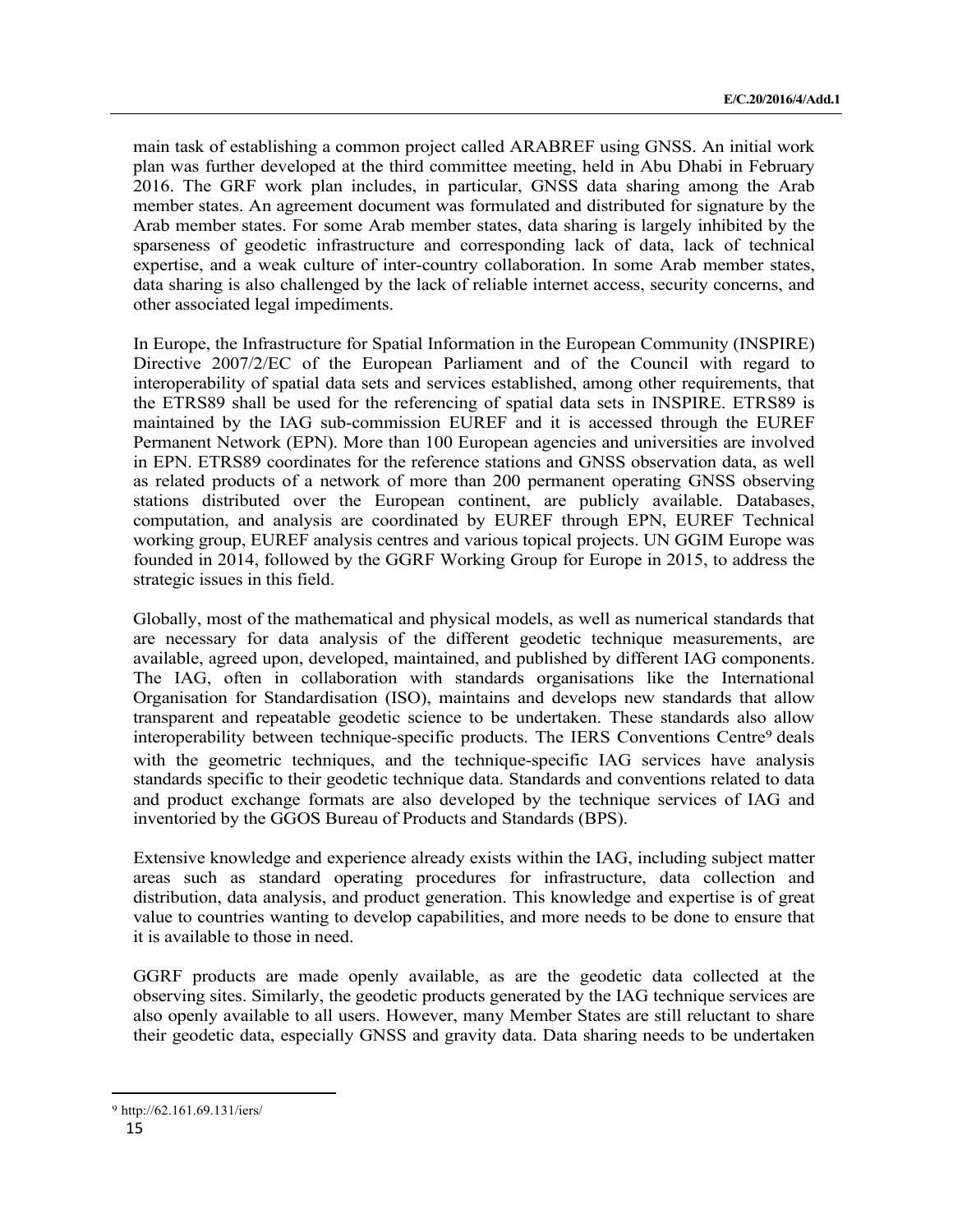main task of establishing a common project called ARABREF using GNSS. An initial work plan was further developed at the third committee meeting, held in Abu Dhabi in February 2016. The GRF work plan includes, in particular, GNSS data sharing among the Arab member states. An agreement document was formulated and distributed for signature by the Arab member states. For some Arab member states, data sharing is largely inhibited by the sparseness of geodetic infrastructure and corresponding lack of data, lack of technical expertise, and a weak culture of inter-country collaboration. In some Arab member states, data sharing is also challenged by the lack of reliable internet access, security concerns, and other associated legal impediments.

In Europe, the Infrastructure for Spatial Information in the European Community (INSPIRE) Directive 2007/2/EC of the European Parliament and of the Council with regard to interoperability of spatial data sets and services established, among other requirements, that the ETRS89 shall be used for the referencing of spatial data sets in INSPIRE. ETRS89 is maintained by the IAG sub-commission EUREF and it is accessed through the EUREF Permanent Network (EPN). More than 100 European agencies and universities are involved in EPN. ETRS89 coordinates for the reference stations and GNSS observation data, as well as related products of a network of more than 200 permanent operating GNSS observing stations distributed over the European continent, are publicly available. Databases, computation, and analysis are coordinated by EUREF through EPN, EUREF Technical working group, EUREF analysis centres and various topical projects. UN GGIM Europe was founded in 2014, followed by the GGRF Working Group for Europe in 2015, to address the strategic issues in this field.

Globally, most of the mathematical and physical models, as well as numerical standards that are necessary for data analysis of the different geodetic technique measurements, are available, agreed upon, developed, maintained, and published by different IAG components. The IAG, often in collaboration with standards organisations like the International Organisation for Standardisation (ISO), maintains and develops new standards that allow transparent and repeatable geodetic science to be undertaken. These standards also allow interoperability between technique-specific products. The IERS Conventions Centre[9] deals with the geometric techniques, and the technique-specific IAG services have analysis standards specific to their geodetic technique data. Standards and conventions related to data and product exchange formats are also developed by the technique services of IAG and inventoried by the GGOS Bureau of Products and Standards (BPS).

Extensive knowledge and experience already exists within the IAG, including subject matter areas such as standard operating procedures for infrastructure, data collection and distribution, data analysis, and product generation. This knowledge and expertise is of great value to countries wanting to develop capabilities, and more needs to be done to ensure that it is available to those in need.

GGRF products are made openly available, as are the geodetic data collected at the observing sites. Similarly, the geodetic products generated by the IAG technique services are also openly available to all users. However, many Member States are still reluctant to share their geodetic data, especially GNSS and gravity data. Data sharing needs to be undertaken

[9] http://62.161.69.131/iers/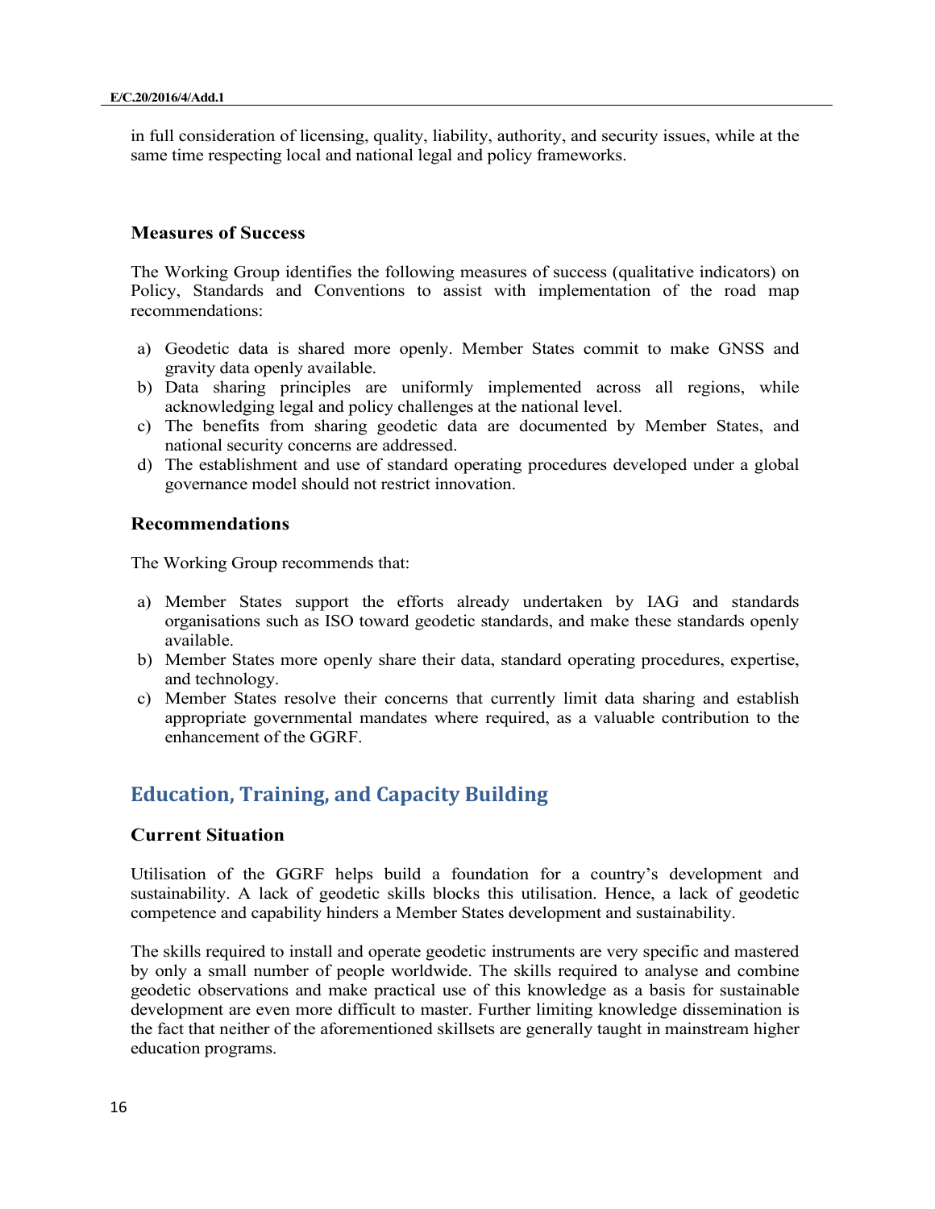in full consideration of licensing, quality, liability, authority, and security issues, while at the same time respecting local and national legal and policy frameworks.

### Measures of Success

The Working Group identifies the following measures of success (qualitative indicators) on Policy, Standards and Conventions to assist with implementation of the road map recommendations:

a) Geodetic data is shared more openly. Member States commit to make GNSS and gravity data openly available.
b) Data sharing principles are uniformly implemented across all regions, while acknowledging legal and policy challenges at the national level.
c) The benefits from sharing geodetic data are documented by Member States, and national security concerns are addressed.
d) The establishment and use of standard operating procedures developed under a global governance model should not restrict innovation.

### Recommendations

The Working Group recommends that:

a) Member States support the efforts already undertaken by IAG and standards organisations such as ISO toward geodetic standards, and make these standards openly available.
b) Member States more openly share their data, standard operating procedures, expertise, and technology.
c) Member States resolve their concerns that currently limit data sharing and establish appropriate governmental mandates where required, as a valuable contribution to the enhancement of the GGRF.

## Education, Training, and Capacity Building

### Current Situation

Utilisation of the GGRF helps build a foundation for a country's development and sustainability. A lack of geodetic skills blocks this utilisation. Hence, a lack of geodetic competence and capability hinders a Member States development and sustainability.

The skills required to install and operate geodetic instruments are very specific and mastered by only a small number of people worldwide. The skills required to analyse and combine geodetic observations and make practical use of this knowledge as a basis for sustainable development are even more difficult to master. Further limiting knowledge dissemination is the fact that neither of the aforementioned skillsets are generally taught in mainstream higher education programs.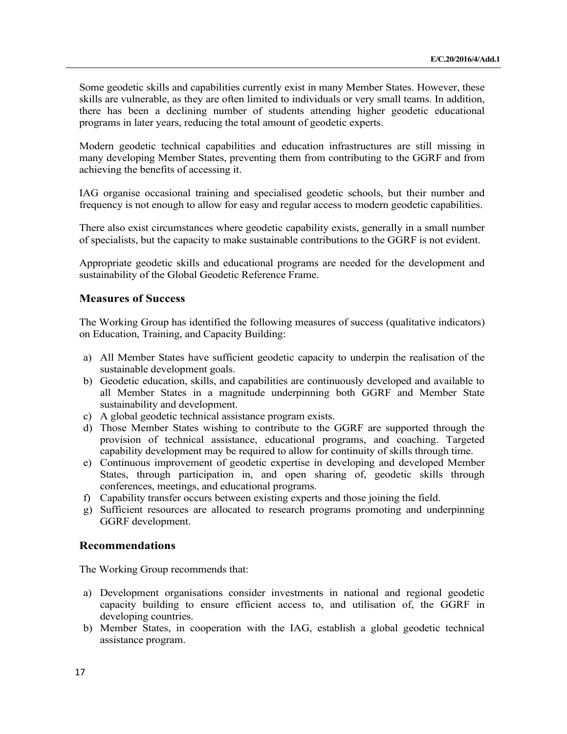Some geodetic skills and capabilities currently exist in many Member States. However, these skills are vulnerable, as they are often limited to individuals or very small teams. In addition, there has been a declining number of students attending higher geodetic educational programs in later years, reducing the total amount of geodetic experts.

Modern geodetic technical capabilities and education infrastructures are still missing in many developing Member States, preventing them from contributing to the GGRF and from achieving the benefits of accessing it.

IAG organise occasional training and specialised geodetic schools, but their number and frequency is not enough to allow for easy and regular access to modern geodetic capabilities.

There also exist circumstances where geodetic capability exists, generally in a small number of specialists, but the capacity to make sustainable contributions to the GGRF is not evident.

Appropriate geodetic skills and educational programs are needed for the development and sustainability of the Global Geodetic Reference Frame.

### Measures of Success

The Working Group has identified the following measures of success (qualitative indicators) on Education, Training, and Capacity Building:

a) All Member States have sufficient geodetic capacity to underpin the realisation of the sustainable development goals.
b) Geodetic education, skills, and capabilities are continuously developed and available to all Member States in a magnitude underpinning both GGRF and Member State sustainability and development.
c) A global geodetic technical assistance program exists.
d) Those Member States wishing to contribute to the GGRF are supported through the provision of technical assistance, educational programs, and coaching. Targeted capability development may be required to allow for continuity of skills through time.
e) Continuous improvement of geodetic expertise in developing and developed Member States, through participation in, and open sharing of, geodetic skills through conferences, meetings, and educational programs.
f) Capability transfer occurs between existing experts and those joining the field.
g) Sufficient resources are allocated to research programs promoting and underpinning GGRF development.

### Recommendations

The Working Group recommends that:

a) Development organisations consider investments in national and regional geodetic capacity building to ensure efficient access to, and utilisation of, the GGRF in developing countries.
b) Member States, in cooperation with the IAG, establish a global geodetic technical assistance program.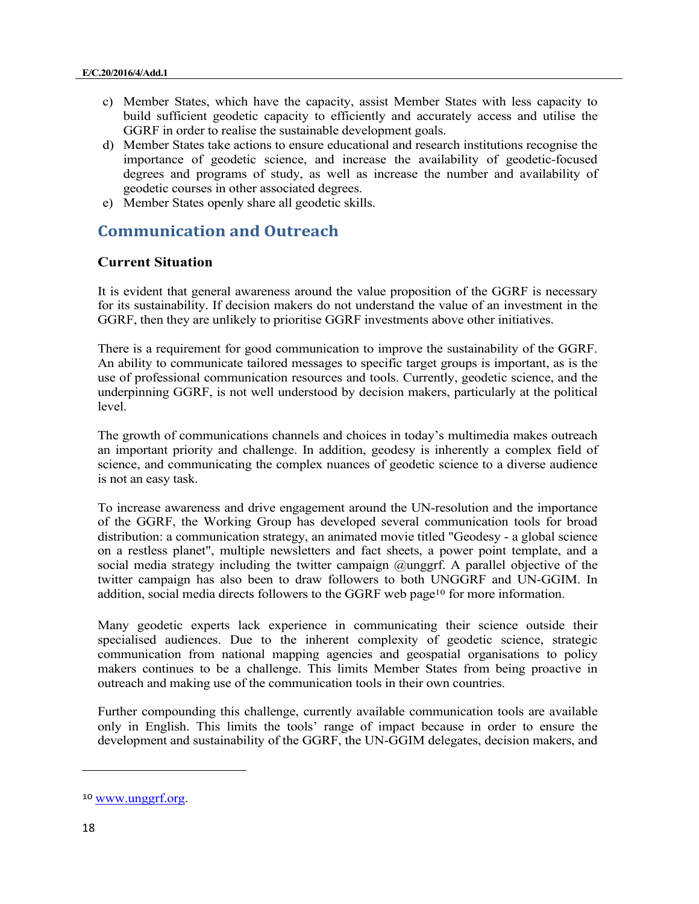c) Member States, which have the capacity, assist Member States with less capacity to build sufficient geodetic capacity to efficiently and accurately access and utilise the GGRF in order to realise the sustainable development goals.
d) Member States take actions to ensure educational and research institutions recognise the importance of geodetic science, and increase the availability of geodetic-focused degrees and programs of study, as well as increase the number and availability of geodetic courses in other associated degrees.
e) Member States openly share all geodetic skills.

## Communication and Outreach

### Current Situation

It is evident that general awareness around the value proposition of the GGRF is necessary for its sustainability. If decision makers do not understand the value of an investment in the GGRF, then they are unlikely to prioritise GGRF investments above other initiatives.

There is a requirement for good communication to improve the sustainability of the GGRF. An ability to communicate tailored messages to specific target groups is important, as is the use of professional communication resources and tools. Currently, geodetic science, and the underpinning GGRF, is not well understood by decision makers, particularly at the political level.

The growth of communications channels and choices in today's multimedia makes outreach an important priority and challenge. In addition, geodesy is inherently a complex field of science, and communicating the complex nuances of geodetic science to a diverse audience is not an easy task.

To increase awareness and drive engagement around the UN-resolution and the importance of the GGRF, the Working Group has developed several communication tools for broad distribution: a communication strategy, an animated movie titled "Geodesy - a global science on a restless planet", multiple newsletters and fact sheets, a power point template, and a social media strategy including the twitter campaign @unggrf. A parallel objective of the twitter campaign has also been to draw followers to both UNGGRF and UN-GGIM. In addition, social media directs followers to the GGRF web page[10] for more information.

Many geodetic experts lack experience in communicating their science outside their specialised audiences. Due to the inherent complexity of geodetic science, strategic communication from national mapping agencies and geospatial organisations to policy makers continues to be a challenge. This limits Member States from being proactive in outreach and making use of the communication tools in their own countries.

Further compounding this challenge, currently available communication tools are available only in English. This limits the tools' range of impact because in order to ensure the development and sustainability of the GGRF, the UN-GGIM delegates, decision makers, and

[10] www.unggrf.org.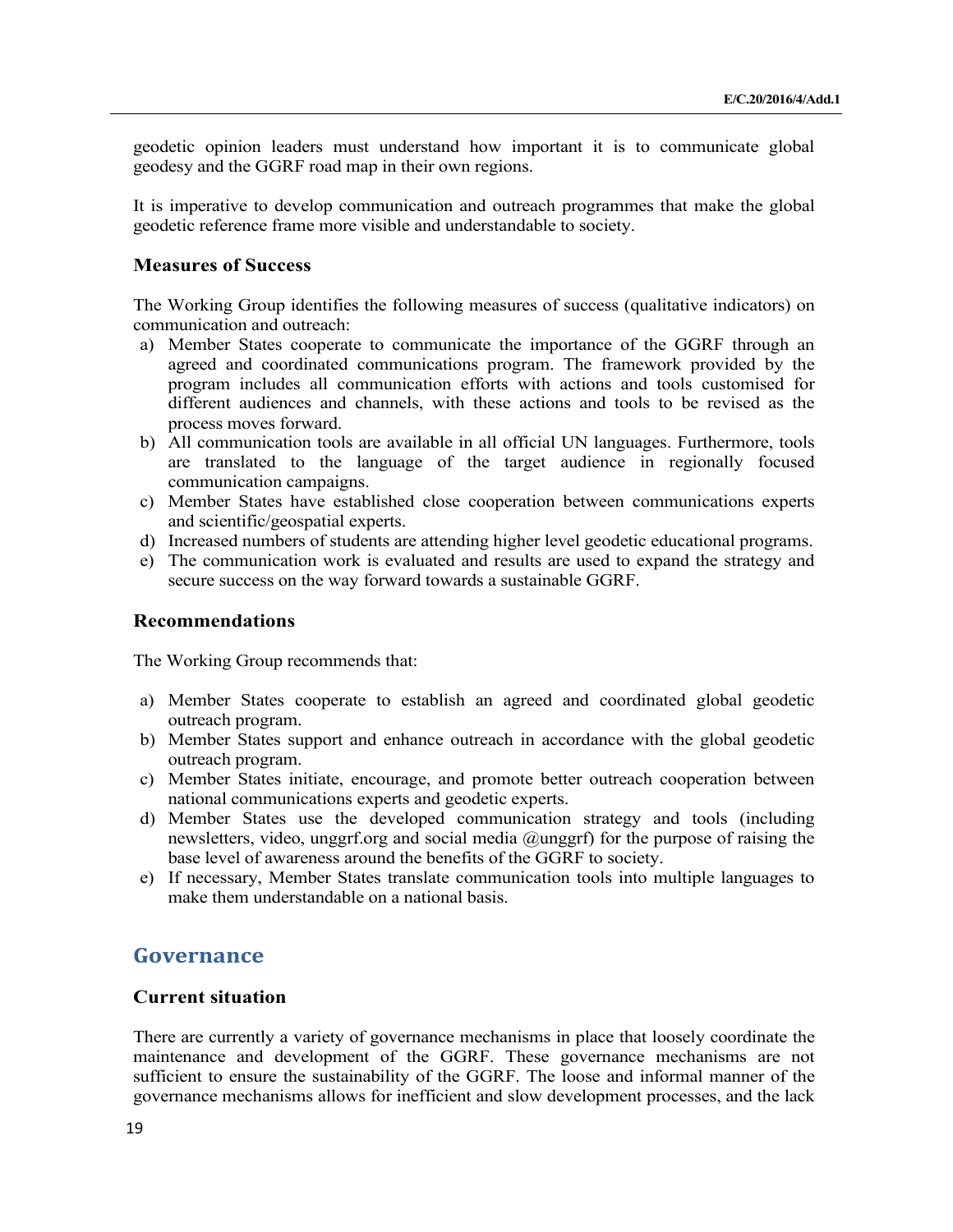geodetic opinion leaders must understand how important it is to communicate global geodesy and the GGRF road map in their own regions.

It is imperative to develop communication and outreach programmes that make the global geodetic reference frame more visible and understandable to society.

### Measures of Success

The Working Group identifies the following measures of success (qualitative indicators) on communication and outreach:

a) Member States cooperate to communicate the importance of the GGRF through an agreed and coordinated communications program. The framework provided by the program includes all communication efforts with actions and tools customised for different audiences and channels, with these actions and tools to be revised as the process moves forward.
b) All communication tools are available in all official UN languages. Furthermore, tools are translated to the language of the target audience in regionally focused communication campaigns.
c) Member States have established close cooperation between communications experts and scientific/geospatial experts.
d) Increased numbers of students are attending higher level geodetic educational programs.
e) The communication work is evaluated and results are used to expand the strategy and secure success on the way forward towards a sustainable GGRF.

### Recommendations

The Working Group recommends that:

a) Member States cooperate to establish an agreed and coordinated global geodetic outreach program.
b) Member States support and enhance outreach in accordance with the global geodetic outreach program.
c) Member States initiate, encourage, and promote better outreach cooperation between national communications experts and geodetic experts.
d) Member States use the developed communication strategy and tools (including newsletters, video, unggrf.org and social media @unggrf) for the purpose of raising the base level of awareness around the benefits of the GGRF to society.
e) If necessary, Member States translate communication tools into multiple languages to make them understandable on a national basis.

## Governance

### Current situation

There are currently a variety of governance mechanisms in place that loosely coordinate the maintenance and development of the GGRF. These governance mechanisms are not sufficient to ensure the sustainability of the GGRF. The loose and informal manner of the governance mechanisms allows for inefficient and slow development processes, and the lack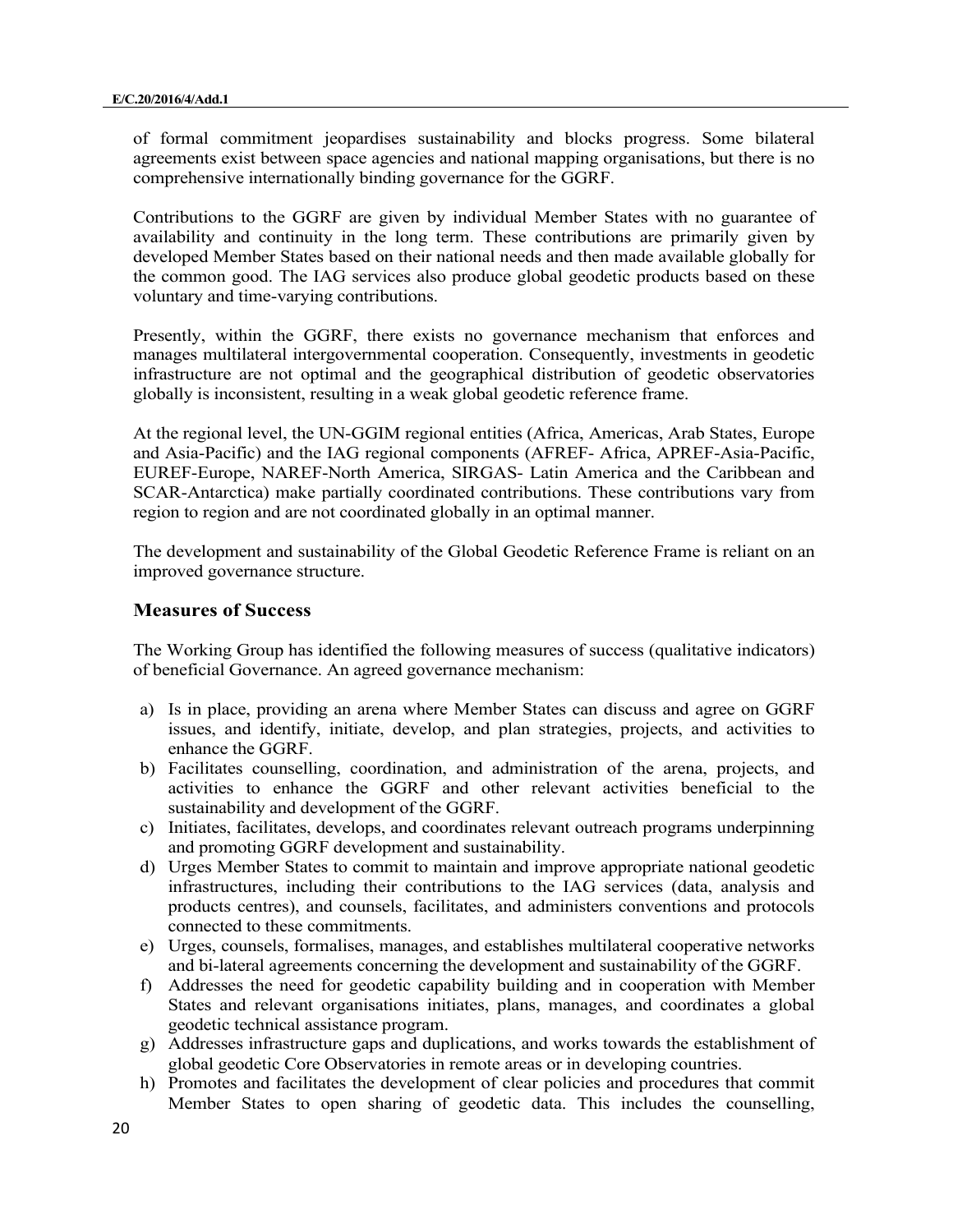of formal commitment jeopardises sustainability and blocks progress. Some bilateral agreements exist between space agencies and national mapping organisations, but there is no comprehensive internationally binding governance for the GGRF.

Contributions to the GGRF are given by individual Member States with no guarantee of availability and continuity in the long term. These contributions are primarily given by developed Member States based on their national needs and then made available globally for the common good. The IAG services also produce global geodetic products based on these voluntary and time-varying contributions.

Presently, within the GGRF, there exists no governance mechanism that enforces and manages multilateral intergovernmental cooperation. Consequently, investments in geodetic infrastructure are not optimal and the geographical distribution of geodetic observatories globally is inconsistent, resulting in a weak global geodetic reference frame.

At the regional level, the UN-GGIM regional entities (Africa, Americas, Arab States, Europe and Asia-Pacific) and the IAG regional components (AFREF- Africa, APREF-Asia-Pacific, EUREF-Europe, NAREF-North America, SIRGAS- Latin America and the Caribbean and SCAR-Antarctica) make partially coordinated contributions. These contributions vary from region to region and are not coordinated globally in an optimal manner.

The development and sustainability of the Global Geodetic Reference Frame is reliant on an improved governance structure.

### Measures of Success

The Working Group has identified the following measures of success (qualitative indicators) of beneficial Governance. An agreed governance mechanism:

a) Is in place, providing an arena where Member States can discuss and agree on GGRF issues, and identify, initiate, develop, and plan strategies, projects, and activities to enhance the GGRF.
b) Facilitates counselling, coordination, and administration of the arena, projects, and activities to enhance the GGRF and other relevant activities beneficial to the sustainability and development of the GGRF.
c) Initiates, facilitates, develops, and coordinates relevant outreach programs underpinning and promoting GGRF development and sustainability.
d) Urges Member States to commit to maintain and improve appropriate national geodetic infrastructures, including their contributions to the IAG services (data, analysis and products centres), and counsels, facilitates, and administers conventions and protocols connected to these commitments.
e) Urges, counsels, formalises, manages, and establishes multilateral cooperative networks and bi-lateral agreements concerning the development and sustainability of the GGRF.
f) Addresses the need for geodetic capability building and in cooperation with Member States and relevant organisations initiates, plans, manages, and coordinates a global geodetic technical assistance program.
g) Addresses infrastructure gaps and duplications, and works towards the establishment of global geodetic Core Observatories in remote areas or in developing countries.
h) Promotes and facilitates the development of clear policies and procedures that commit Member States to open sharing of geodetic data. This includes the counselling,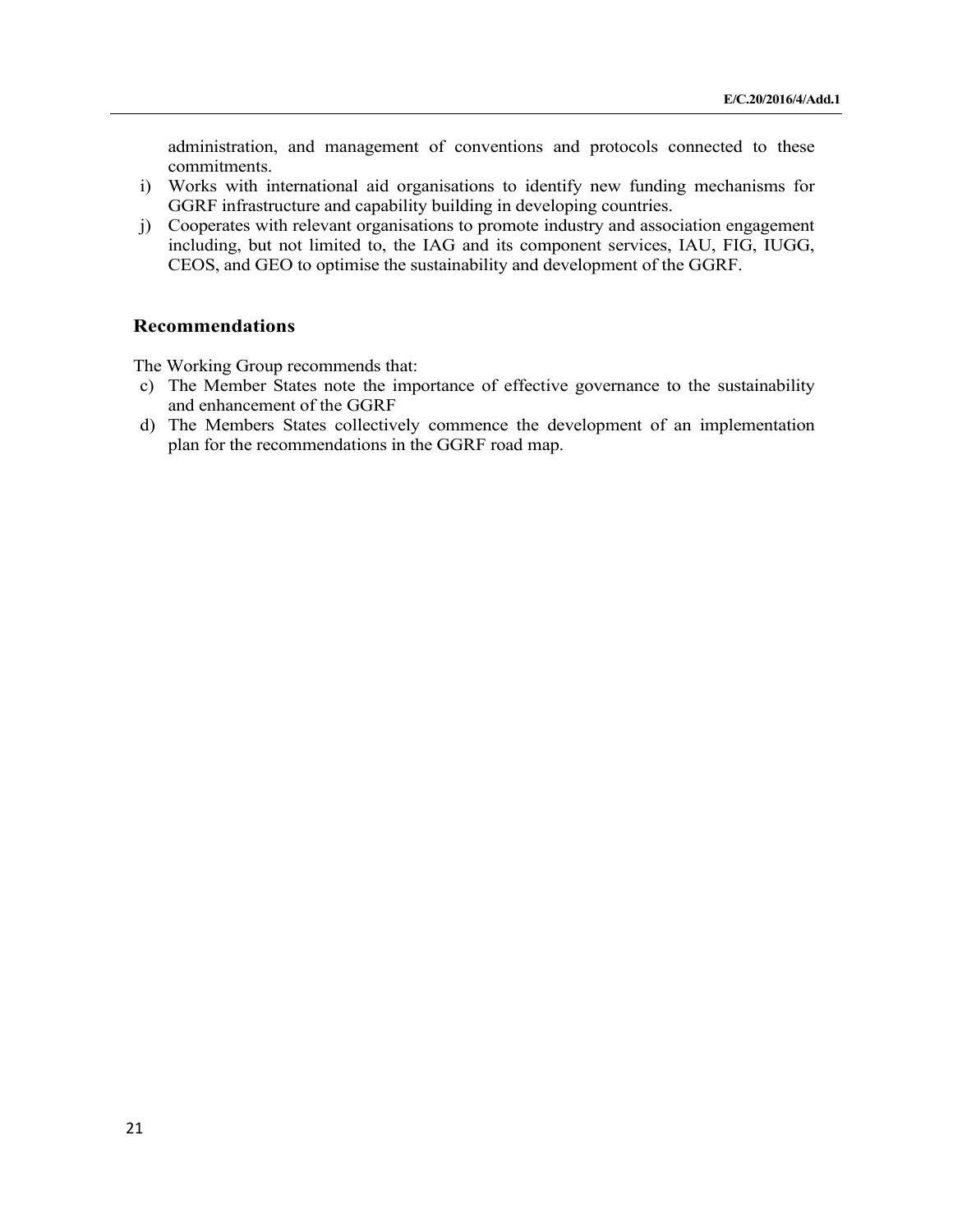administration, and management of conventions and protocols connected to these commitments.

i) Works with international aid organisations to identify new funding mechanisms for GGRF infrastructure and capability building in developing countries.
j) Cooperates with relevant organisations to promote industry and association engagement including, but not limited to, the IAG and its component services, IAU, FIG, IUGG, CEOS, and GEO to optimise the sustainability and development of the GGRF.

## Recommendations

The Working Group recommends that:

c) The Member States note the importance of effective governance to the sustainability and enhancement of the GGRF
d) The Members States collectively commence the development of an implementation plan for the recommendations in the GGRF road map.